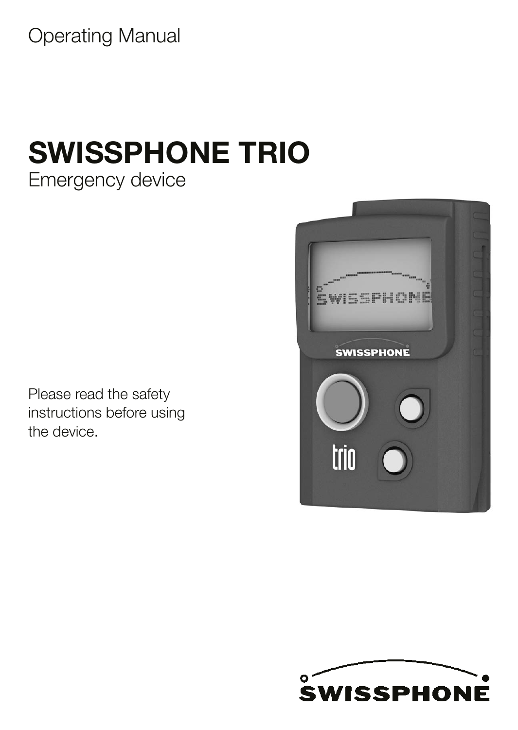Operating Manual

# SWISSPHONE TRIO

Emergency device

Please read the safety instructions before using the device.

SWISSPHONE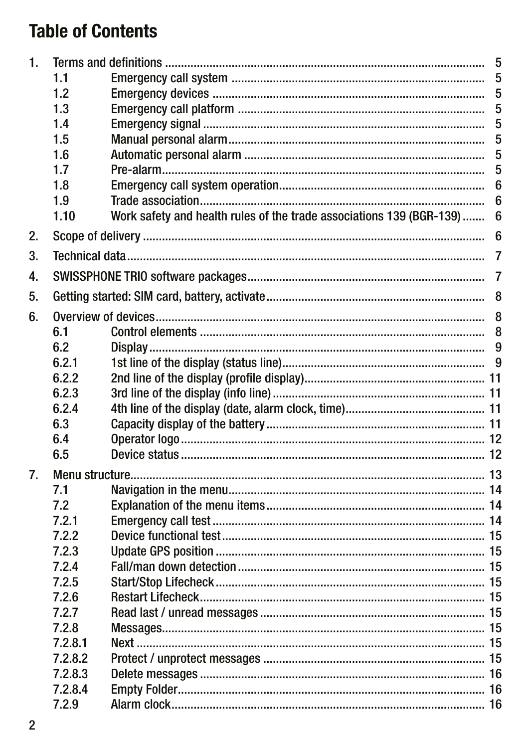# Table of Contents

1. Terms and definitions ... 5
   - 1.1 Emergency call system ... 5
   - 1.2 Emergency devices ... 5
   - 1.3 Emergency call platform ... 5
   - 1.4 Emergency signal ... 5
   - 1.5 Manual personal alarm ... 5
   - 1.6 Automatic personal alarm ... 5
   - 1.7 Pre-alarm ... 5
   - 1.8 Emergency call system operation ... 6
   - 1.9 Trade association ... 6
   - 1.10 Work safety and health rules of the trade associations 139 (BGR-139) ... 6
2. Scope of delivery ... 6
3. Technical data ... 7
4. SWISSPHONE TRIO software packages ... 7
5. Getting started: SIM card, battery, activate ... 8
6. Overview of devices ... 8
   - 6.1 Control elements ... 8
   - 6.2 Display ... 9
   - 6.2.1 1st line of the display (status line) ... 9
   - 6.2.2 2nd line of the display (profile display) ... 11
   - 6.2.3 3rd line of the display (info line) ... 11
   - 6.2.4 4th line of the display (date, alarm clock, time) ... 11
   - 6.3 Capacity display of the battery ... 11
   - 6.4 Operator logo ... 12
   - 6.5 Device status ... 12
7. Menu structure ... 13
   - 7.1 Navigation in the menu ... 14
   - 7.2 Explanation of the menu items ... 14
   - 7.2.1 Emergency call test ... 14
   - 7.2.2 Device functional test ... 15
   - 7.2.3 Update GPS position ... 15
   - 7.2.4 Fall/man down detection ... 15
   - 7.2.5 Start/Stop Lifecheck ... 15
   - 7.2.6 Restart Lifecheck ... 15
   - 7.2.7 Read last / unread messages ... 15
   - 7.2.8 Messages ... 15
   - 7.2.8.1 Next ... 15
   - 7.2.8.2 Protect / unprotect messages ... 15
   - 7.2.8.3 Delete messages ... 16
   - 7.2.8.4 Empty Folder ... 16
   - 7.2.9 Alarm clock ... 16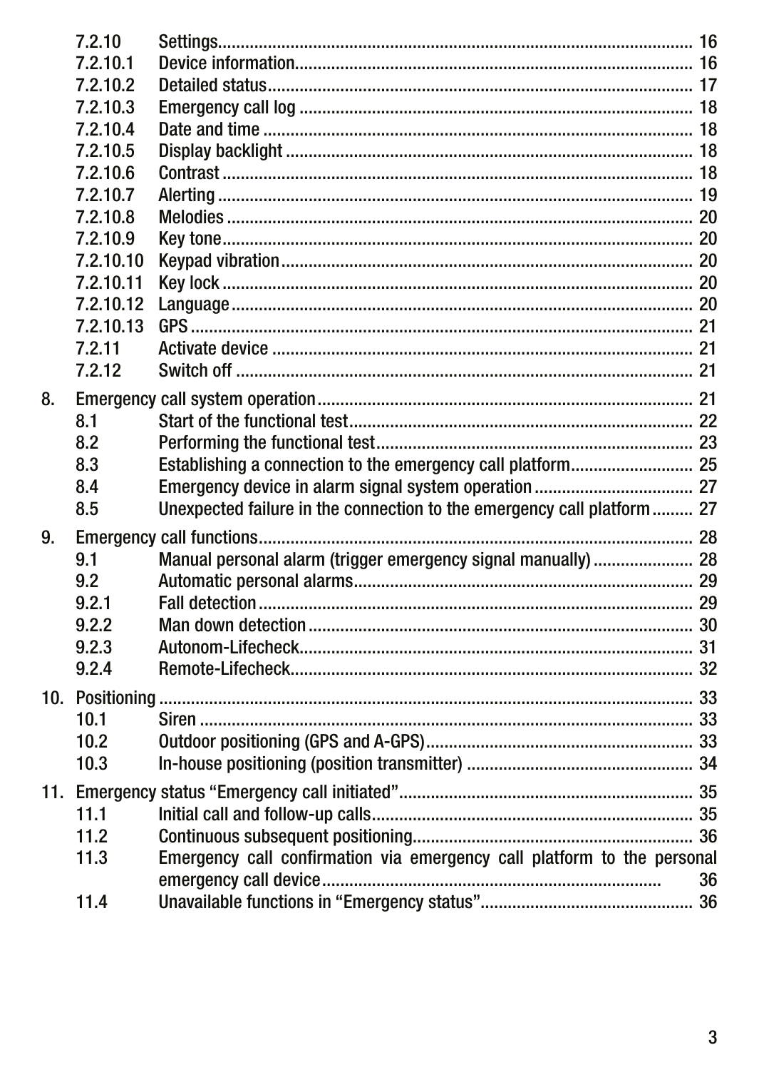| | | |
|---|---|---|
| 7.2.10 | Settings | 16 |
| 7.2.10.1 | Device information | 16 |
| 7.2.10.2 | Detailed status | 17 |
| 7.2.10.3 | Emergency call log | 18 |
| 7.2.10.4 | Date and time | 18 |
| 7.2.10.5 | Display backlight | 18 |
| 7.2.10.6 | Contrast | 18 |
| 7.2.10.7 | Alerting | 19 |
| 7.2.10.8 | Melodies | 20 |
| 7.2.10.9 | Key tone | 20 |
| 7.2.10.10 | Keypad vibration | 20 |
| 7.2.10.11 | Key lock | 20 |
| 7.2.10.12 | Language | 20 |
| 7.2.10.13 | GPS | 21 |
| 7.2.11 | Activate device | 21 |
| 7.2.12 | Switch off | 21 |
| 8. | Emergency call system operation | 21 |
| 8.1 | Start of the functional test | 22 |
| 8.2 | Performing the functional test | 23 |
| 8.3 | Establishing a connection to the emergency call platform | 25 |
| 8.4 | Emergency device in alarm signal system operation | 27 |
| 8.5 | Unexpected failure in the connection to the emergency call platform | 27 |
| 9. | Emergency call functions | 28 |
| 9.1 | Manual personal alarm (trigger emergency signal manually) | 28 |
| 9.2 | Automatic personal alarms | 29 |
| 9.2.1 | Fall detection | 29 |
| 9.2.2 | Man down detection | 30 |
| 9.2.3 | Autonom-Lifecheck | 31 |
| 9.2.4 | Remote-Lifecheck | 32 |
| 10. | Positioning | 33 |
| 10.1 | Siren | 33 |
| 10.2 | Outdoor positioning (GPS and A-GPS) | 33 |
| 10.3 | In-house positioning (position transmitter) | 34 |
| 11. | Emergency status "Emergency call initiated" | 35 |
| 11.1 | Initial call and follow-up calls | 35 |
| 11.2 | Continuous subsequent positioning | 36 |
| 11.3 | Emergency call confirmation via emergency call platform to the personal emergency call device | 36 |
| 11.4 | Unavailable functions in "Emergency status" | 36 |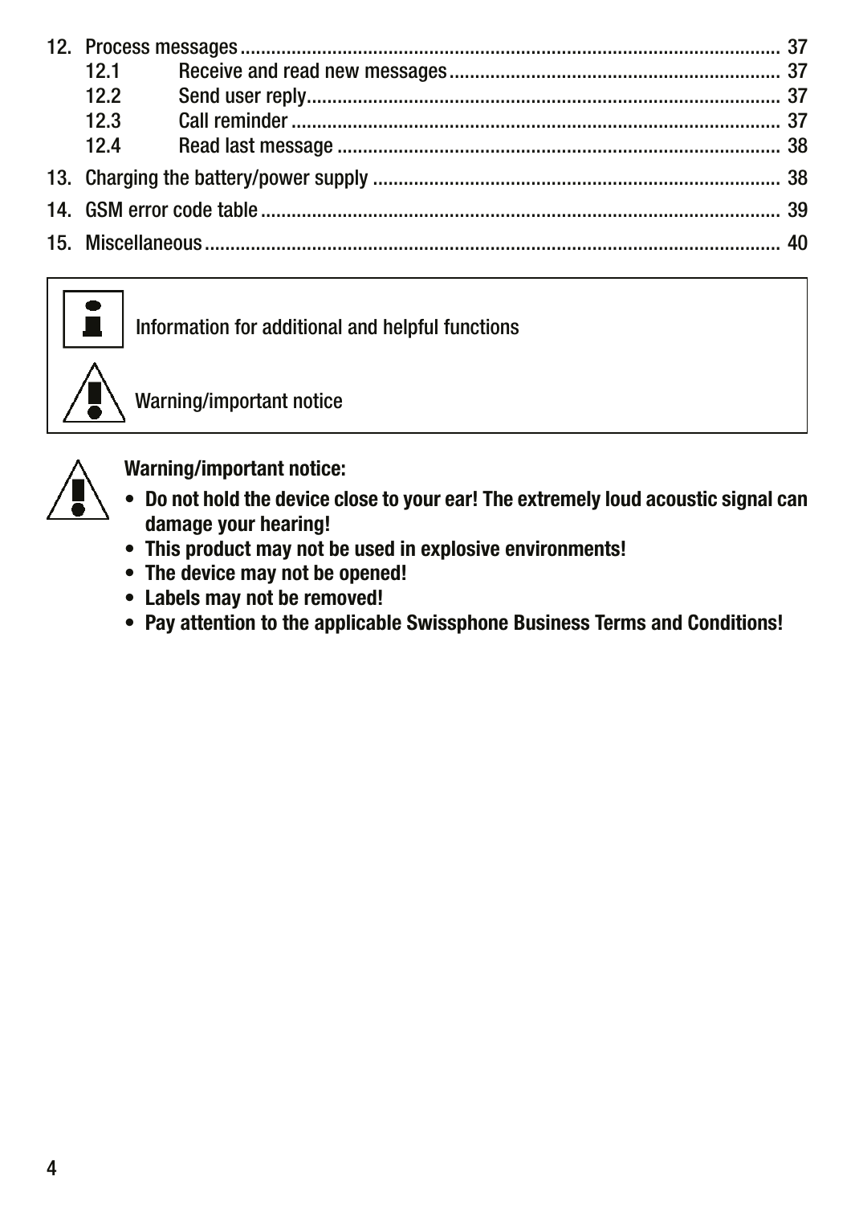12. Process messages ........................................................................................................ 37
    - 12.1 Receive and read new messages ................................................................ 37
    - 12.2 Send user reply............................................................................................ 37
    - 12.3 Call reminder ............................................................................................... 37
    - 12.4 Read last message ...................................................................................... 38

13. Charging the battery/power supply ............................................................................... 38

14. GSM error code table ..................................................................................................... 39

15. Miscellaneous ................................................................................................................ 40

| | |
|---|---|
| i | Information for additional and helpful functions |
| ⚠ | Warning/important notice |

**Warning/important notice:**

- **Do not hold the device close to your ear! The extremely loud acoustic signal can damage your hearing!**
- **This product may not be used in explosive environments!**
- **The device may not be opened!**
- **Labels may not be removed!**
- **Pay attention to the applicable Swissphone Business Terms and Conditions!**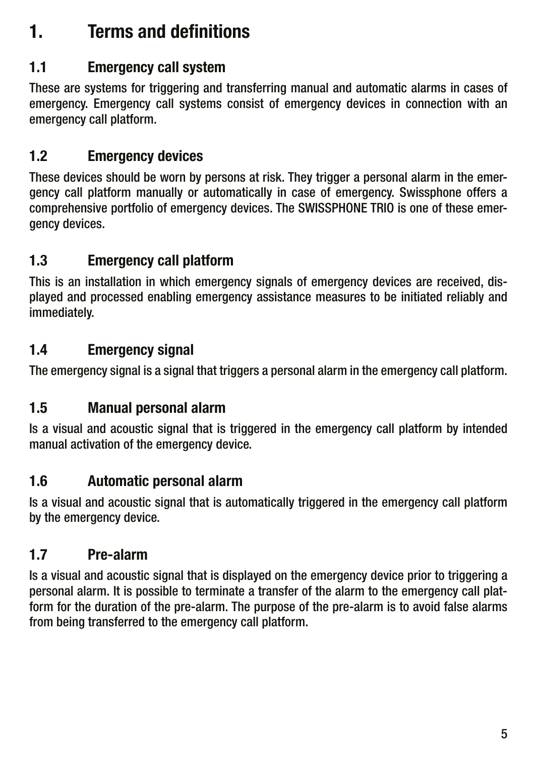# 1. Terms and definitions

## 1.1 Emergency call system

These are systems for triggering and transferring manual and automatic alarms in cases of emergency. Emergency call systems consist of emergency devices in connection with an emergency call platform.

## 1.2 Emergency devices

These devices should be worn by persons at risk. They trigger a personal alarm in the emergency call platform manually or automatically in case of emergency. Swissphone offers a comprehensive portfolio of emergency devices. The SWISSPHONE TRIO is one of these emergency devices.

## 1.3 Emergency call platform

This is an installation in which emergency signals of emergency devices are received, displayed and processed enabling emergency assistance measures to be initiated reliably and immediately.

## 1.4 Emergency signal

The emergency signal is a signal that triggers a personal alarm in the emergency call platform.

## 1.5 Manual personal alarm

Is a visual and acoustic signal that is triggered in the emergency call platform by intended manual activation of the emergency device.

## 1.6 Automatic personal alarm

Is a visual and acoustic signal that is automatically triggered in the emergency call platform by the emergency device.

## 1.7 Pre-alarm

Is a visual and acoustic signal that is displayed on the emergency device prior to triggering a personal alarm. It is possible to terminate a transfer of the alarm to the emergency call platform for the duration of the pre-alarm. The purpose of the pre-alarm is to avoid false alarms from being transferred to the emergency call platform.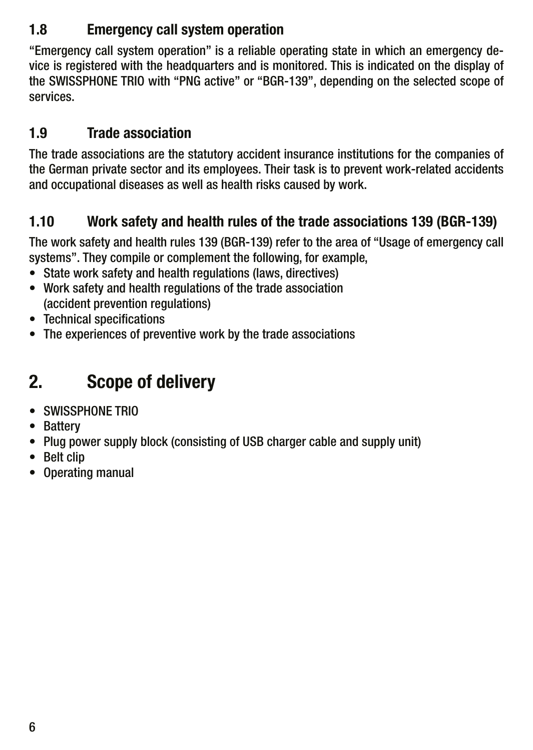### 1.8 Emergency call system operation

"Emergency call system operation" is a reliable operating state in which an emergency device is registered with the headquarters and is monitored. This is indicated on the display of the SWISSPHONE TRIO with "PNG active" or "BGR-139", depending on the selected scope of services.

### 1.9 Trade association

The trade associations are the statutory accident insurance institutions for the companies of the German private sector and its employees. Their task is to prevent work-related accidents and occupational diseases as well as health risks caused by work.

### 1.10 Work safety and health rules of the trade associations 139 (BGR-139)

The work safety and health rules 139 (BGR-139) refer to the area of "Usage of emergency call systems". They compile or complement the following, for example,

- State work safety and health regulations (laws, directives)
- Work safety and health regulations of the trade association (accident prevention regulations)
- Technical specifications
- The experiences of preventive work by the trade associations

## 2. Scope of delivery

- SWISSPHONE TRIO
- Battery
- Plug power supply block (consisting of USB charger cable and supply unit)
- Belt clip
- Operating manual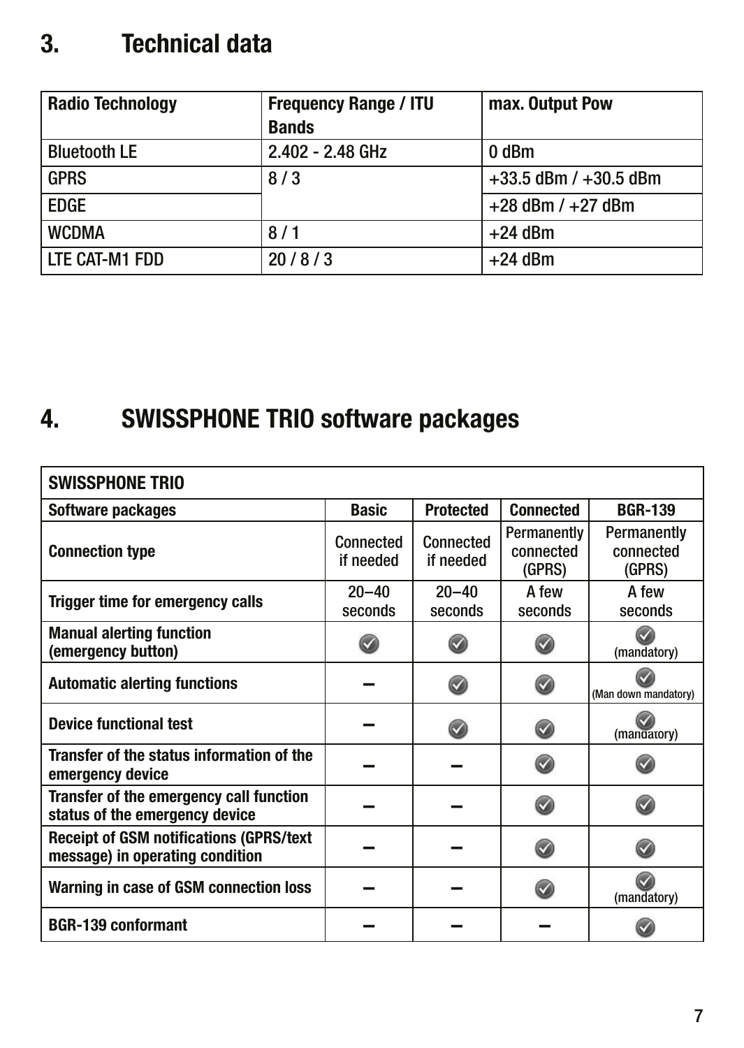## 3. Technical data

| Radio Technology | Frequency Range / ITU Bands | max. Output Pow |
|---|---|---|
| Bluetooth LE | 2.402 - 2.48 GHz | 0 dBm |
| GPRS | 8 / 3 | +33.5 dBm / +30.5 dBm |
| EDGE | | +28 dBm / +27 dBm |
| WCDMA | 8 / 1 | +24 dBm |
| LTE CAT-M1 FDD | 20 / 8 / 3 | +24 dBm |

## 4. SWISSPHONE TRIO software packages

| SWISSPHONE TRIO | | | | |
|---|---|---|---|---|
| **Software packages** | **Basic** | **Protected** | **Connected** | **BGR-139** |
| **Connection type** | Connected if needed | Connected if needed | Permanently connected (GPRS) | Permanently connected (GPRS) |
| **Trigger time for emergency calls** | 20–40 seconds | 20–40 seconds | A few seconds | A few seconds |
| **Manual alerting function (emergency button)** | ✓ | ✓ | ✓ | ✓ (mandatory) |
| **Automatic alerting functions** | – | ✓ | ✓ | ✓ (Man down mandatory) |
| **Device functional test** | – | ✓ | ✓ | ✓ (mandatory) |
| **Transfer of the status information of the emergency device** | – | – | ✓ | ✓ |
| **Transfer of the emergency call function status of the emergency device** | – | – | ✓ | ✓ |
| **Receipt of GSM notifications (GPRS/text message) in operating condition** | – | – | ✓ | ✓ |
| **Warning in case of GSM connection loss** | – | – | ✓ | ✓ (mandatory) |
| **BGR-139 conformant** | – | – | – | ✓ |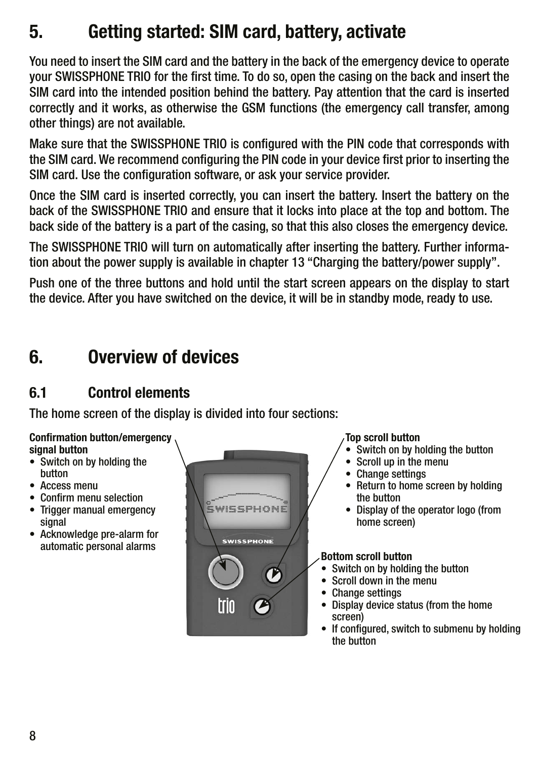# 5. Getting started: SIM card, battery, activate

You need to insert the SIM card and the battery in the back of the emergency device to operate your SWISSPHONE TRIO for the first time. To do so, open the casing on the back and insert the SIM card into the intended position behind the battery. Pay attention that the card is inserted correctly and it works, as otherwise the GSM functions (the emergency call transfer, among other things) are not available.

Make sure that the SWISSPHONE TRIO is configured with the PIN code that corresponds with the SIM card. We recommend configuring the PIN code in your device first prior to inserting the SIM card. Use the configuration software, or ask your service provider.

Once the SIM card is inserted correctly, you can insert the battery. Insert the battery on the back of the SWISSPHONE TRIO and ensure that it locks into place at the top and bottom. The back side of the battery is a part of the casing, so that this also closes the emergency device.

The SWISSPHONE TRIO will turn on automatically after inserting the battery. Further information about the power supply is available in chapter 13 “Charging the battery/power supply”.

Push one of the three buttons and hold until the start screen appears on the display to start the device. After you have switched on the device, it will be in standby mode, ready to use.

# 6. Overview of devices

## 6.1 Control elements

The home screen of the display is divided into four sections:

**Confirmation button/emergency signal button**
- Switch on by holding the button
- Access menu
- Confirm menu selection
- Trigger manual emergency signal
- Acknowledge pre-alarm for automatic personal alarms

**Top scroll button**
- Switch on by holding the button
- Scroll up in the menu
- Change settings
- Return to home screen by holding the button
- Display of the operator logo (from home screen)

**Bottom scroll button**
- Switch on by holding the button
- Scroll down in the menu
- Change settings
- Display device status (from the home screen)
- If configured, switch to submenu by holding the button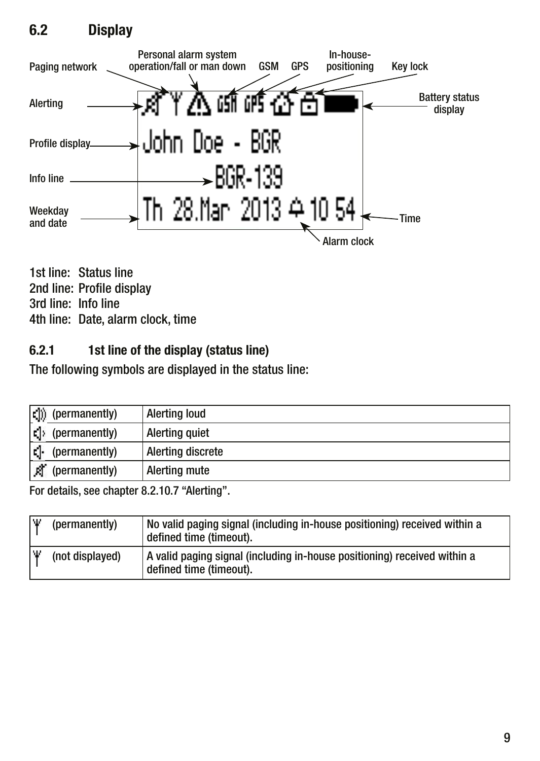## 6.2 Display

1st line: Status line
2nd line: Profile display
3rd line: Info line
4th line: Date, alarm clock, time

### 6.2.1 1st line of the display (status line)

The following symbols are displayed in the status line:

| (permanently) | Alerting loud |
|---|---|
| (permanently) | Alerting quiet |
| (permanently) | Alerting discrete |
| (permanently) | Alerting mute |

For details, see chapter 8.2.10.7 “Alerting”.

| (permanently) | No valid paging signal (including in-house positioning) received within a defined time (timeout). |
|---|---|
| (not displayed) | A valid paging signal (including in-house positioning) received within a defined time (timeout). |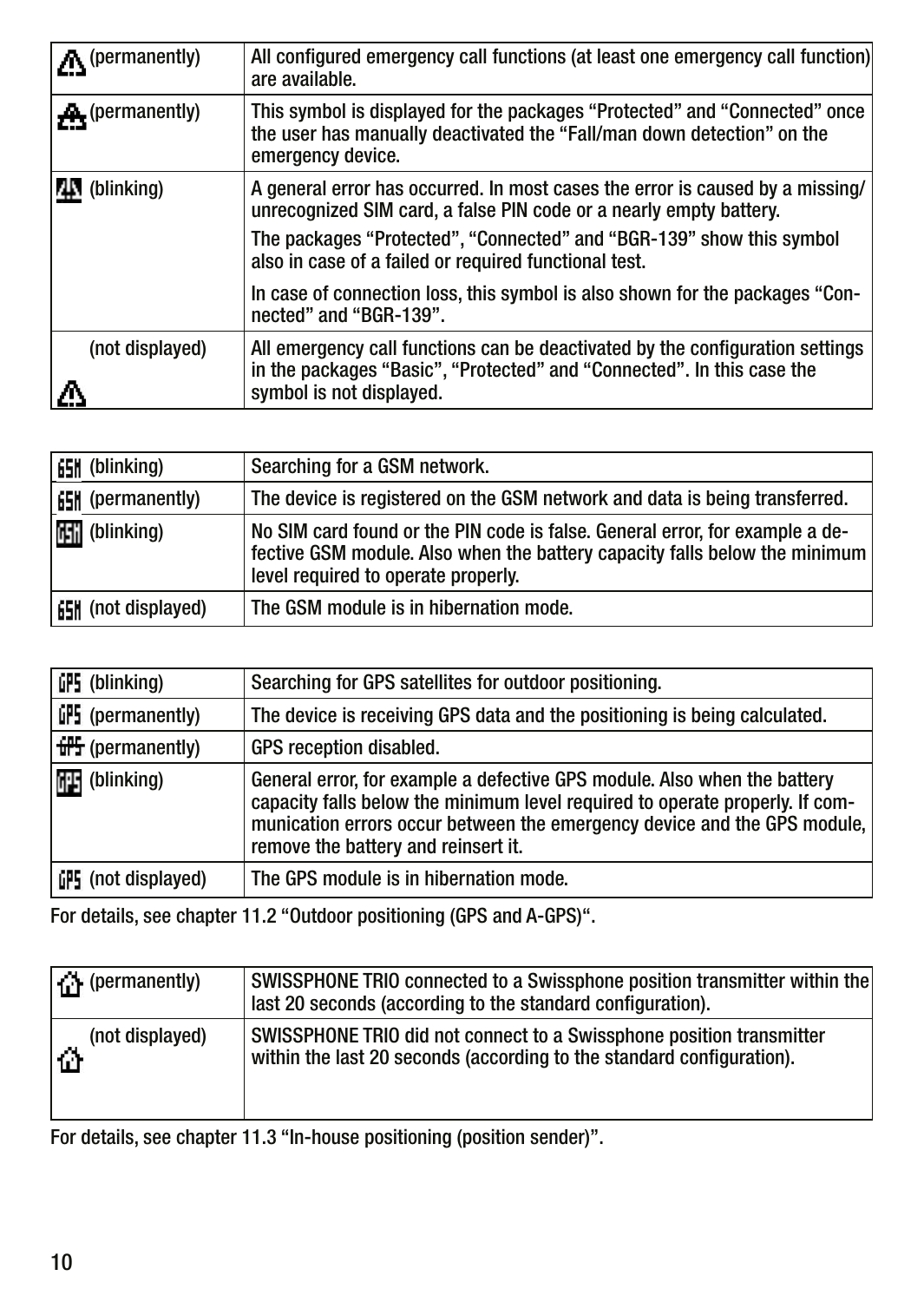| | |
|---|---|
| (permanently) | All configured emergency call functions (at least one emergency call function) are available. |
| (permanently) | This symbol is displayed for the packages “Protected” and “Connected” once the user has manually deactivated the “Fall/man down detection” on the emergency device. |
| (blinking) | A general error has occurred. In most cases the error is caused by a missing/unrecognized SIM card, a false PIN code or a nearly empty battery.<br>The packages “Protected”, “Connected” and “BGR-139” show this symbol also in case of a failed or required functional test.<br>In case of connection loss, this symbol is also shown for the packages “Connected” and “BGR-139”. |
| (not displayed) | All emergency call functions can be deactivated by the configuration settings in the packages “Basic”, “Protected” and “Connected”. In this case the symbol is not displayed. |

| | |
|---|---|
| GSM (blinking) | Searching for a GSM network. |
| GSM (permanently) | The device is registered on the GSM network and data is being transferred. |
| GSM (blinking) | No SIM card found or the PIN code is false. General error, for example a defective GSM module. Also when the battery capacity falls below the minimum level required to operate properly. |
| GSM (not displayed) | The GSM module is in hibernation mode. |

| | |
|---|---|
| GPS (blinking) | Searching for GPS satellites for outdoor positioning. |
| GPS (permanently) | The device is receiving GPS data and the positioning is being calculated. |
| GPS (permanently) | GPS reception disabled. |
| GPS (blinking) | General error, for example a defective GPS module. Also when the battery capacity falls below the minimum level required to operate properly. If communication errors occur between the emergency device and the GPS module, remove the battery and reinsert it. |
| GPS (not displayed) | The GPS module is in hibernation mode. |

For details, see chapter 11.2 “Outdoor positioning (GPS and A-GPS)“.

| | |
|---|---|
| (permanently) | SWISSPHONE TRIO connected to a Swissphone position transmitter within the last 20 seconds (according to the standard configuration). |
| (not displayed) | SWISSPHONE TRIO did not connect to a Swissphone position transmitter within the last 20 seconds (according to the standard configuration). |

For details, see chapter 11.3 “In-house positioning (position sender)”.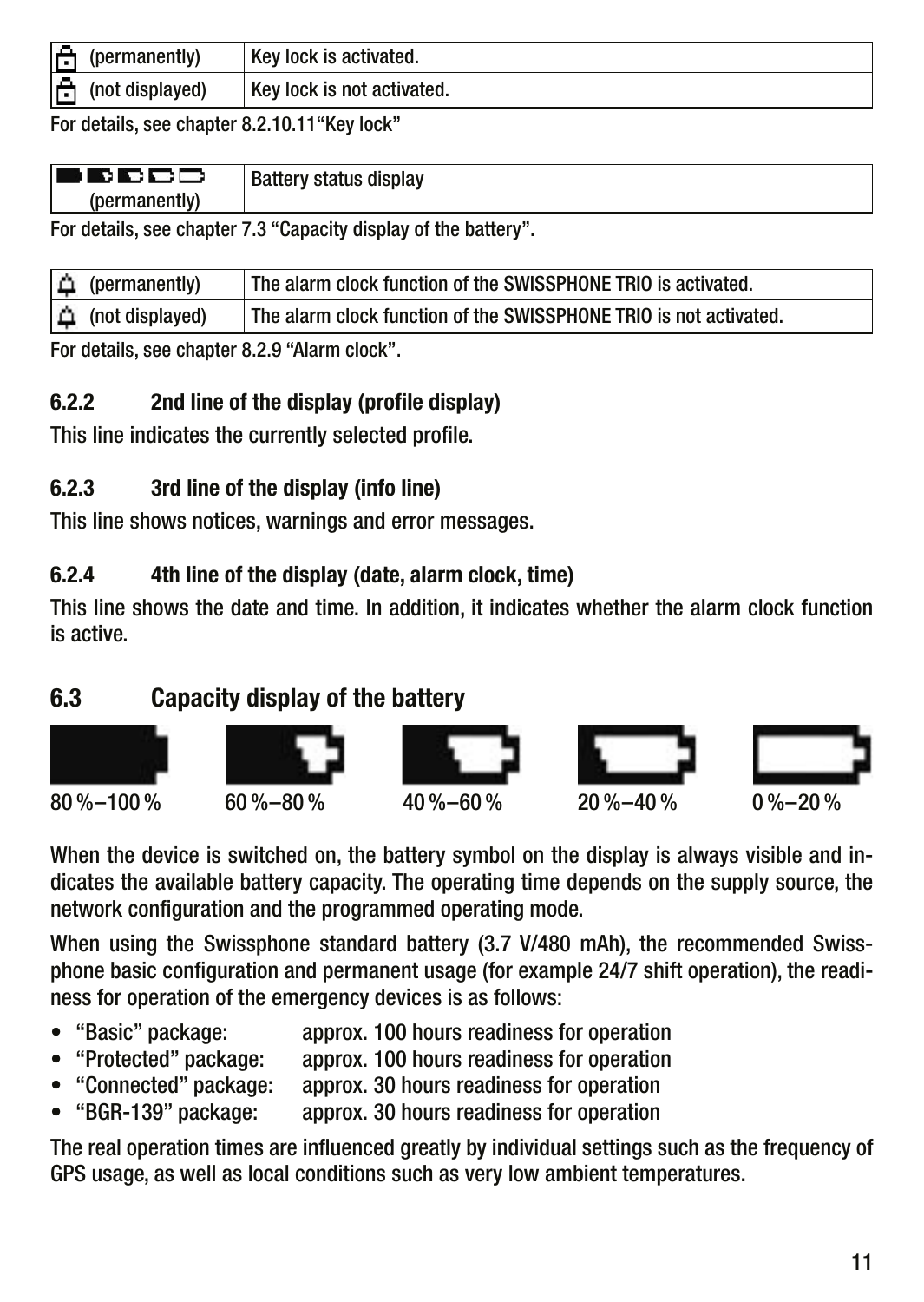| (permanently) | Key lock is activated. |
|---|---|
| (not displayed) | Key lock is not activated. |

For details, see chapter 8.2.10.11“Key lock”

| (permanently) | Battery status display |
|---|---|

For details, see chapter 7.3 “Capacity display of the battery”.

| (permanently) | The alarm clock function of the SWISSPHONE TRIO is activated. |
|---|---|
| (not displayed) | The alarm clock function of the SWISSPHONE TRIO is not activated. |

For details, see chapter 8.2.9 “Alarm clock”.

### 6.2.2 2nd line of the display (profile display)

This line indicates the currently selected profile.

### 6.2.3 3rd line of the display (info line)

This line shows notices, warnings and error messages.

### 6.2.4 4th line of the display (date, alarm clock, time)

This line shows the date and time. In addition, it indicates whether the alarm clock function is active.

## 6.3 Capacity display of the battery

80 %–100 % 60 %–80 % 40 %–60 % 20 %–40 % 0 %–20 %

When the device is switched on, the battery symbol on the display is always visible and indicates the available battery capacity. The operating time depends on the supply source, the network configuration and the programmed operating mode.

When using the Swissphone standard battery (3.7 V/480 mAh), the recommended Swissphone basic configuration and permanent usage (for example 24/7 shift operation), the readiness for operation of the emergency devices is as follows:

- “Basic” package: approx. 100 hours readiness for operation
- “Protected” package: approx. 100 hours readiness for operation
- “Connected” package: approx. 30 hours readiness for operation
- “BGR-139” package: approx. 30 hours readiness for operation

The real operation times are influenced greatly by individual settings such as the frequency of GPS usage, as well as local conditions such as very low ambient temperatures.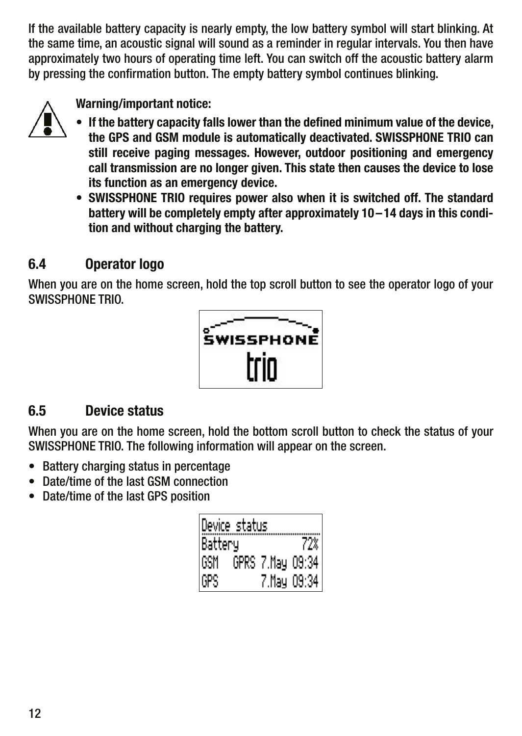If the available battery capacity is nearly empty, the low battery symbol will start blinking. At the same time, an acoustic signal will sound as a reminder in regular intervals. You then have approximately two hours of operating time left. You can switch off the acoustic battery alarm by pressing the confirmation button. The empty battery symbol continues blinking.

**Warning/important notice:**

- **If the battery capacity falls lower than the defined minimum value of the device, the GPS and GSM module is automatically deactivated. SWISSPHONE TRIO can still receive paging messages. However, outdoor positioning and emergency call transmission are no longer given. This state then causes the device to lose its function as an emergency device.**
- **SWISSPHONE TRIO requires power also when it is switched off. The standard battery will be completely empty after approximately 10 – 14 days in this condition and without charging the battery.**

## 6.4 Operator logo

When you are on the home screen, hold the top scroll button to see the operator logo of your SWISSPHONE TRIO.

## 6.5 Device status

When you are on the home screen, hold the bottom scroll button to check the status of your SWISSPHONE TRIO. The following information will appear on the screen.

- Battery charging status in percentage
- Date/time of the last GSM connection
- Date/time of the last GPS position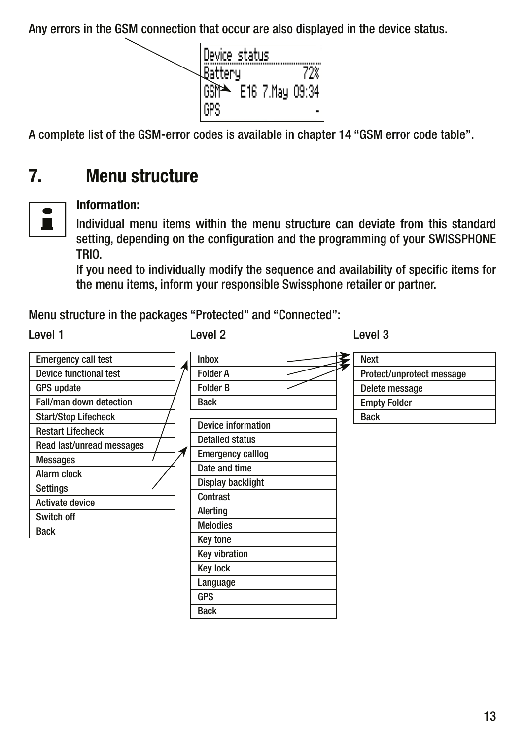Any errors in the GSM connection that occur are also displayed in the device status.

```
Device status
Battery        72%
GSM  E16 7.May 09:34
GPS              -
```

A complete list of the GSM-error codes is available in chapter 14 “GSM error code table”.

# 7. Menu structure

**Information:**

Individual menu items within the menu structure can deviate from this standard setting, depending on the configuration and the programming of your SWISSPHONE TRIO.

If you need to individually modify the sequence and availability of specific items for the menu items, inform your responsible Swissphone retailer or partner.

Menu structure in the packages “Protected” and “Connected”:

**Level 1**

- Emergency call test
- Device functional test
- GPS update
- Fall/man down detection
- Start/Stop Lifecheck
- Restart Lifecheck
- Read last/unread messages
- Messages
- Alarm clock
- Settings
- Activate device
- Switch off
- Back

**Level 2**

Messages:

- Inbox
- Folder A
- Folder B
- Back

Settings:

- Device information
- Detailed status
- Emergency calllog
- Date and time
- Display backlight
- Contrast
- Alerting
- Melodies
- Key tone
- Key vibration
- Key lock
- Language
- GPS
- Back

**Level 3**

Inbox / Folder A / Folder B:

- Next
- Protect/unprotect message
- Delete message
- Empty Folder
- Back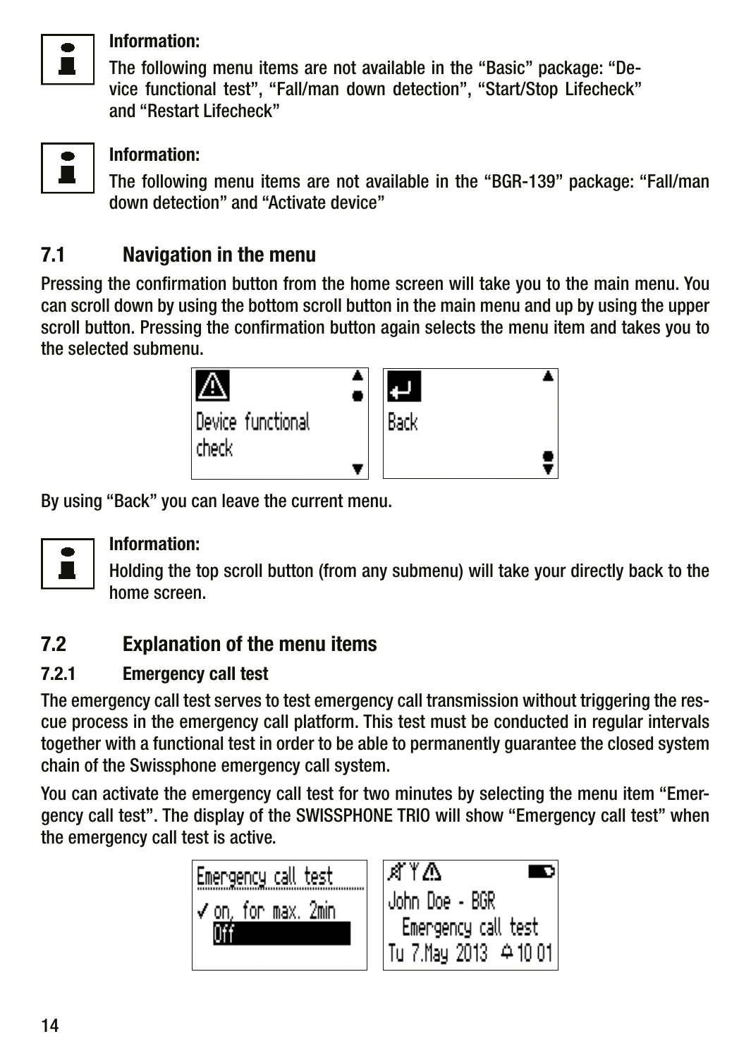**Information:**

The following menu items are not available in the "Basic" package: "Device functional test", "Fall/man down detection", "Start/Stop Lifecheck" and "Restart Lifecheck"

**Information:**

The following menu items are not available in the "BGR-139" package: "Fall/man down detection" and "Activate device"

## 7.1 Navigation in the menu

Pressing the confirmation button from the home screen will take you to the main menu. You can scroll down by using the bottom scroll button in the main menu and up by using the upper scroll button. Pressing the confirmation button again selects the menu item and takes you to the selected submenu.

By using "Back" you can leave the current menu.

**Information:**

Holding the top scroll button (from any submenu) will take your directly back to the home screen.

## 7.2 Explanation of the menu items

### 7.2.1 Emergency call test

The emergency call test serves to test emergency call transmission without triggering the rescue process in the emergency call platform. This test must be conducted in regular intervals together with a functional test in order to be able to permanently guarantee the closed system chain of the Swissphone emergency call system.

You can activate the emergency call test for two minutes by selecting the menu item "Emergency call test". The display of the SWISSPHONE TRIO will show "Emergency call test" when the emergency call test is active.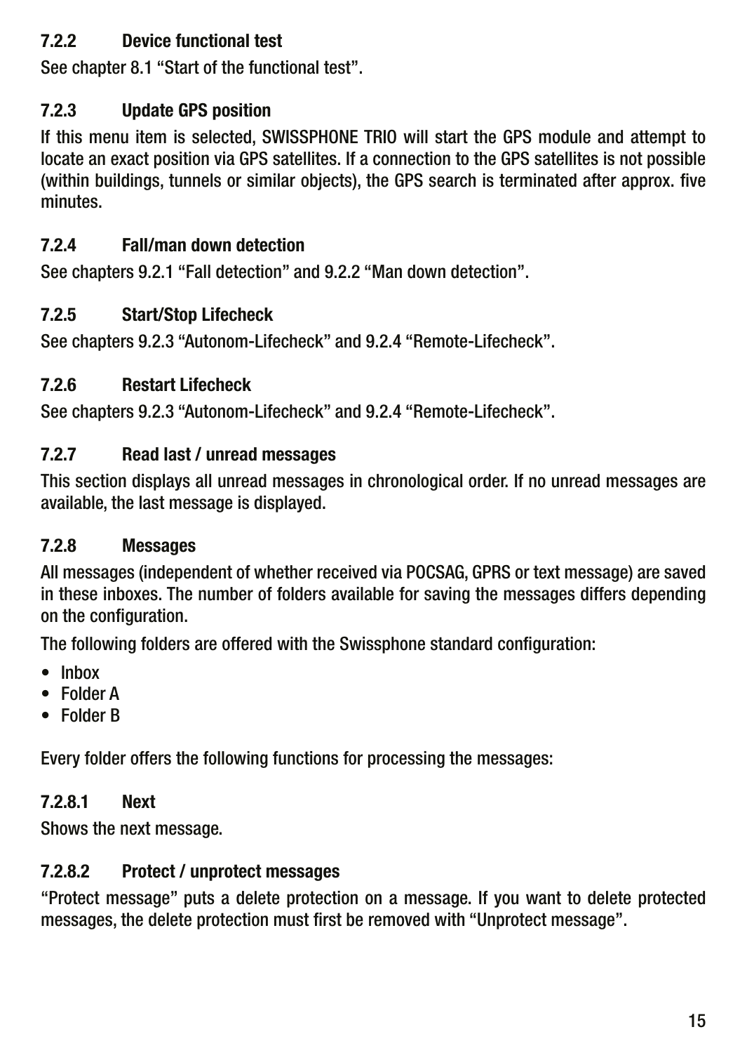### 7.2.2 Device functional test

See chapter 8.1 “Start of the functional test”.

### 7.2.3 Update GPS position

If this menu item is selected, SWISSPHONE TRIO will start the GPS module and attempt to locate an exact position via GPS satellites. If a connection to the GPS satellites is not possible (within buildings, tunnels or similar objects), the GPS search is terminated after approx. five minutes.

### 7.2.4 Fall/man down detection

See chapters 9.2.1 “Fall detection” and 9.2.2 “Man down detection”.

### 7.2.5 Start/Stop Lifecheck

See chapters 9.2.3 “Autonom-Lifecheck” and 9.2.4 “Remote-Lifecheck”.

### 7.2.6 Restart Lifecheck

See chapters 9.2.3 “Autonom-Lifecheck” and 9.2.4 “Remote-Lifecheck”.

### 7.2.7 Read last / unread messages

This section displays all unread messages in chronological order. If no unread messages are available, the last message is displayed.

### 7.2.8 Messages

All messages (independent of whether received via POCSAG, GPRS or text message) are saved in these inboxes. The number of folders available for saving the messages differs depending on the configuration.

The following folders are offered with the Swissphone standard configuration:

- Inbox
- Folder A
- Folder B

Every folder offers the following functions for processing the messages:

#### 7.2.8.1 Next

Shows the next message.

#### 7.2.8.2 Protect / unprotect messages

“Protect message” puts a delete protection on a message. If you want to delete protected messages, the delete protection must first be removed with “Unprotect message”.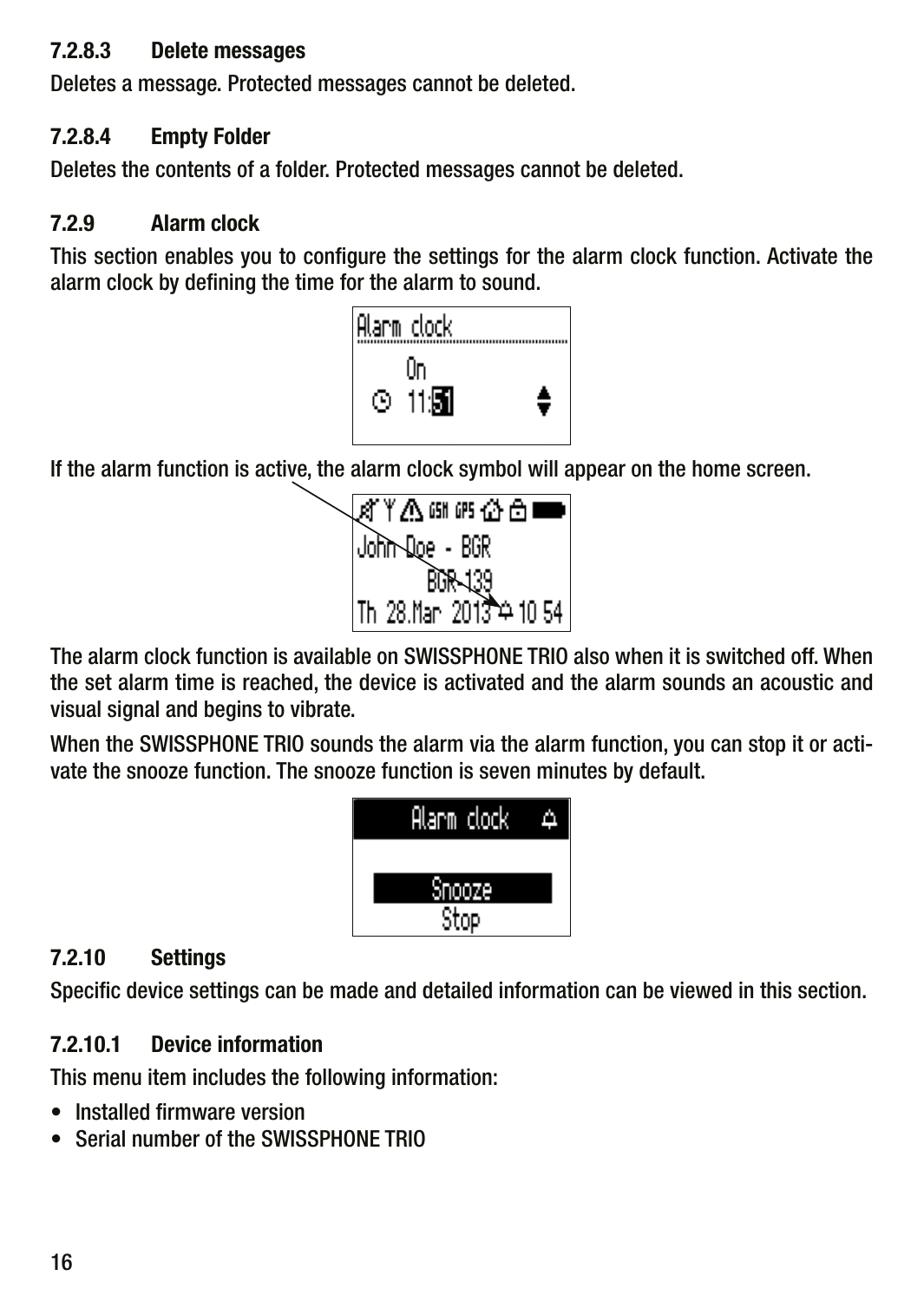#### 7.2.8.3 Delete messages

Deletes a message. Protected messages cannot be deleted.

#### 7.2.8.4 Empty Folder

Deletes the contents of a folder. Protected messages cannot be deleted.

### 7.2.9 Alarm clock

This section enables you to configure the settings for the alarm clock function. Activate the alarm clock by defining the time for the alarm to sound.

If the alarm function is active, the alarm clock symbol will appear on the home screen.

The alarm clock function is available on SWISSPHONE TRIO also when it is switched off. When the set alarm time is reached, the device is activated and the alarm sounds an acoustic and visual signal and begins to vibrate.

When the SWISSPHONE TRIO sounds the alarm via the alarm function, you can stop it or activate the snooze function. The snooze function is seven minutes by default.

### 7.2.10 Settings

Specific device settings can be made and detailed information can be viewed in this section.

#### 7.2.10.1 Device information

This menu item includes the following information:

- Installed firmware version
- Serial number of the SWISSPHONE TRIO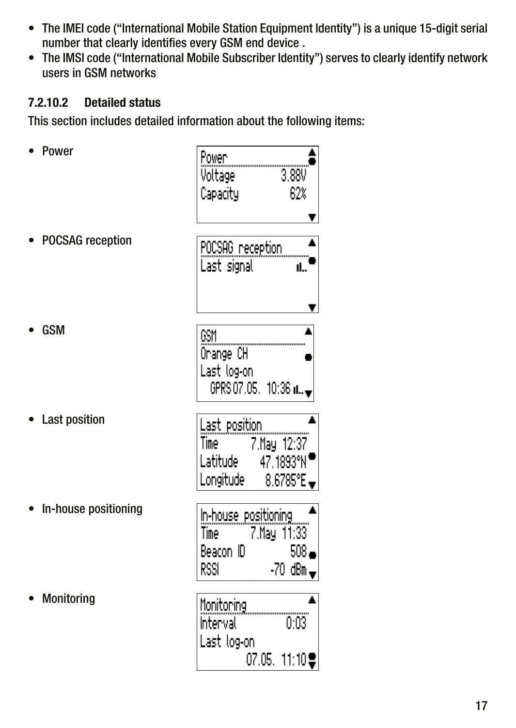- The IMEI code (“International Mobile Station Equipment Identity”) is a unique 15-digit serial number that clearly identifies every GSM end device .
- The IMSI code (“International Mobile Subscriber Identity”) serves to clearly identify network users in GSM networks

### 7.2.10.2 Detailed status

This section includes detailed information about the following items:

- Power

```
Power
Voltage      3.88V
Capacity       62%
```

- POCSAG reception

```
POCSAG reception
Last signal
```

- GSM

```
GSM
Orange CH
Last log-on
  GPRS 07.05.  10:36
```

- Last position

```
Last position
Time       7.May 12:37
Latitude    47.1893°N
Longitude    8.6785°E
```

- In-house positioning

```
In-house positioning
Time       7.May 11:33
Beacon ID          508
RSSI           -70 dBm
```

- Monitoring

```
Monitoring
Interval          0:03
Last log-on
          07.05.  11:10
```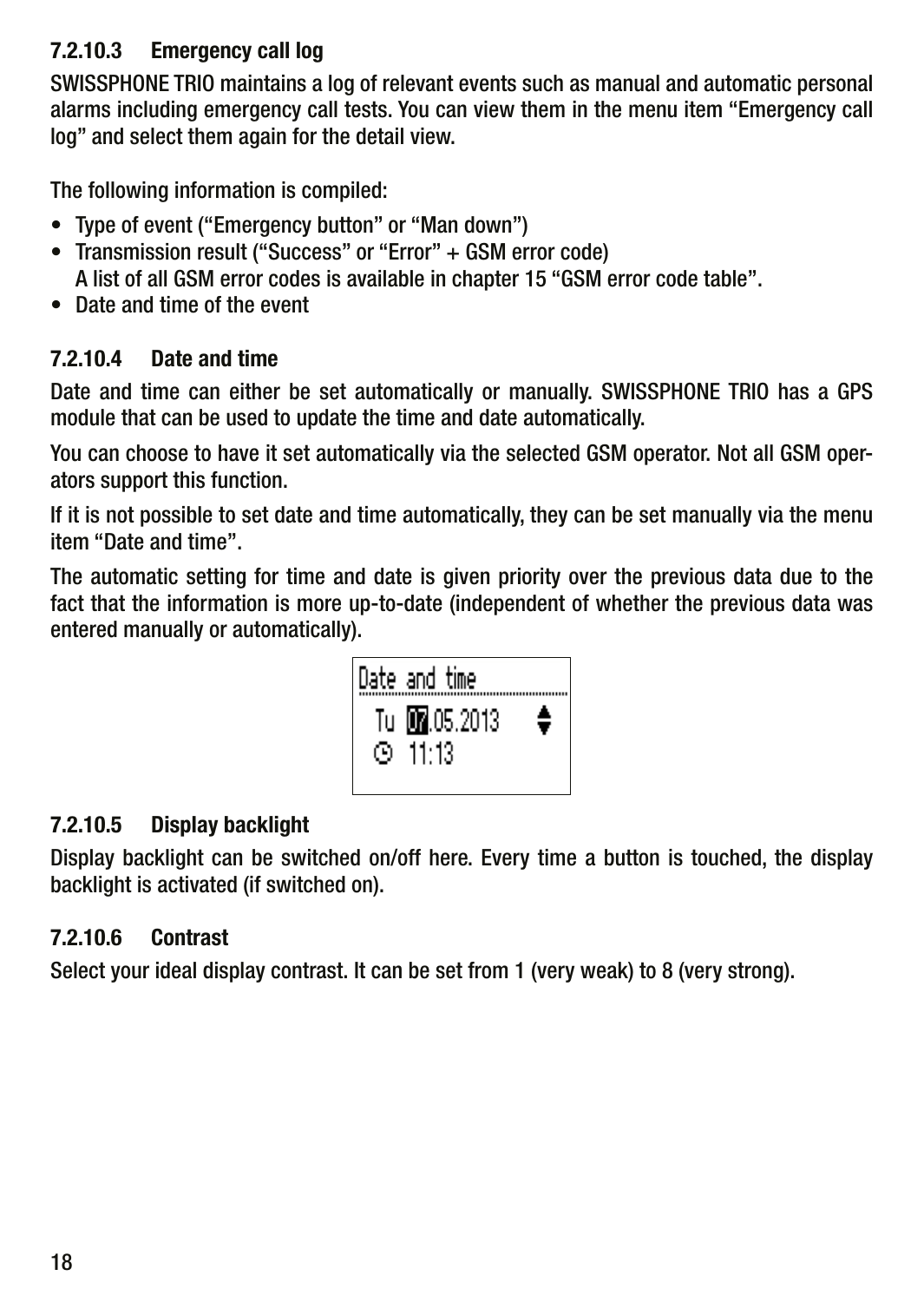### 7.2.10.3 Emergency call log

SWISSPHONE TRIO maintains a log of relevant events such as manual and automatic personal alarms including emergency call tests. You can view them in the menu item "Emergency call log" and select them again for the detail view.

The following information is compiled:

- Type of event ("Emergency button" or "Man down")
- Transmission result ("Success" or "Error" + GSM error code)
  A list of all GSM error codes is available in chapter 15 "GSM error code table".
- Date and time of the event

### 7.2.10.4 Date and time

Date and time can either be set automatically or manually. SWISSPHONE TRIO has a GPS module that can be used to update the time and date automatically.

You can choose to have it set automatically via the selected GSM operator. Not all GSM operators support this function.

If it is not possible to set date and time automatically, they can be set manually via the menu item "Date and time".

The automatic setting for time and date is given priority over the previous data due to the fact that the information is more up-to-date (independent of whether the previous data was entered manually or automatically).

```
Date and time
 Tu 07.05.2013
 11:13
```

### 7.2.10.5 Display backlight

Display backlight can be switched on/off here. Every time a button is touched, the display backlight is activated (if switched on).

### 7.2.10.6 Contrast

Select your ideal display contrast. It can be set from 1 (very weak) to 8 (very strong).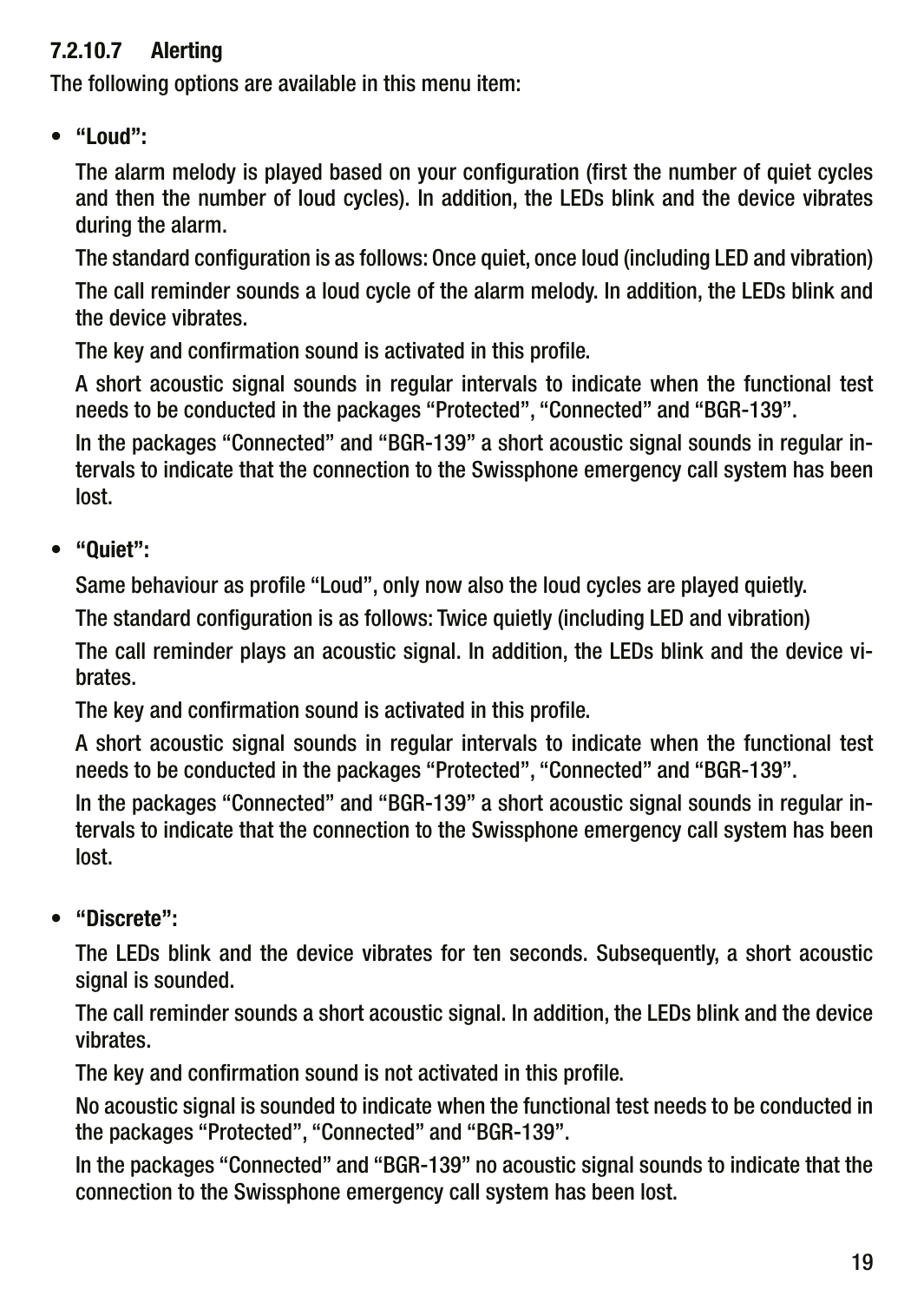#### 7.2.10.7 Alerting

The following options are available in this menu item:

- **"Loud":**

  The alarm melody is played based on your configuration (first the number of quiet cycles and then the number of loud cycles). In addition, the LEDs blink and the device vibrates during the alarm.

  The standard configuration is as follows: Once quiet, once loud (including LED and vibration)

  The call reminder sounds a loud cycle of the alarm melody. In addition, the LEDs blink and the device vibrates.

  The key and confirmation sound is activated in this profile.

  A short acoustic signal sounds in regular intervals to indicate when the functional test needs to be conducted in the packages "Protected", "Connected" and "BGR-139".

  In the packages "Connected" and "BGR-139" a short acoustic signal sounds in regular intervals to indicate that the connection to the Swissphone emergency call system has been lost.

- **"Quiet":**

  Same behaviour as profile "Loud", only now also the loud cycles are played quietly.

  The standard configuration is as follows: Twice quietly (including LED and vibration)

  The call reminder plays an acoustic signal. In addition, the LEDs blink and the device vibrates.

  The key and confirmation sound is activated in this profile.

  A short acoustic signal sounds in regular intervals to indicate when the functional test needs to be conducted in the packages "Protected", "Connected" and "BGR-139".

  In the packages "Connected" and "BGR-139" a short acoustic signal sounds in regular intervals to indicate that the connection to the Swissphone emergency call system has been lost.

- **"Discrete":**

  The LEDs blink and the device vibrates for ten seconds. Subsequently, a short acoustic signal is sounded.

  The call reminder sounds a short acoustic signal. In addition, the LEDs blink and the device vibrates.

  The key and confirmation sound is not activated in this profile.

  No acoustic signal is sounded to indicate when the functional test needs to be conducted in the packages "Protected", "Connected" and "BGR-139".

  In the packages "Connected" and "BGR-139" no acoustic signal sounds to indicate that the connection to the Swissphone emergency call system has been lost.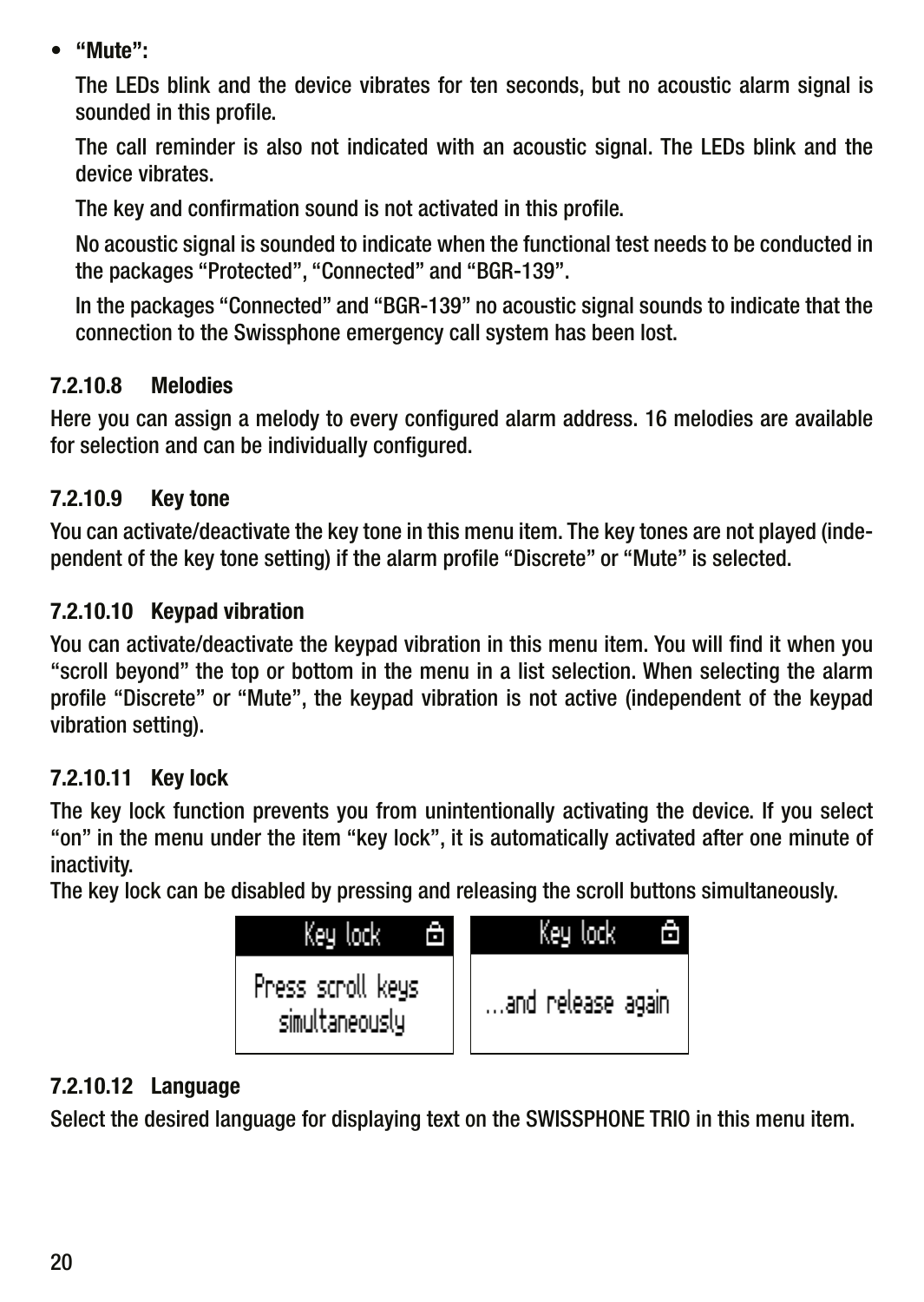- **"Mute":**

  The LEDs blink and the device vibrates for ten seconds, but no acoustic alarm signal is sounded in this profile.

  The call reminder is also not indicated with an acoustic signal. The LEDs blink and the device vibrates.

  The key and confirmation sound is not activated in this profile.

  No acoustic signal is sounded to indicate when the functional test needs to be conducted in the packages "Protected", "Connected" and "BGR-139".

  In the packages "Connected" and "BGR-139" no acoustic signal sounds to indicate that the connection to the Swissphone emergency call system has been lost.

#### 7.2.10.8 Melodies

Here you can assign a melody to every configured alarm address. 16 melodies are available for selection and can be individually configured.

#### 7.2.10.9 Key tone

You can activate/deactivate the key tone in this menu item. The key tones are not played (independent of the key tone setting) if the alarm profile "Discrete" or "Mute" is selected.

#### 7.2.10.10 Keypad vibration

You can activate/deactivate the keypad vibration in this menu item. You will find it when you "scroll beyond" the top or bottom in the menu in a list selection. When selecting the alarm profile "Discrete" or "Mute", the keypad vibration is not active (independent of the keypad vibration setting).

#### 7.2.10.11 Key lock

The key lock function prevents you from unintentionally activating the device. If you select "on" in the menu under the item "key lock", it is automatically activated after one minute of inactivity.
The key lock can be disabled by pressing and releasing the scroll buttons simultaneously.

| Key lock |
|---|
| Press scroll keys simultaneously |

| Key lock |
|---|
| ...and release again |

#### 7.2.10.12 Language

Select the desired language for displaying text on the SWISSPHONE TRIO in this menu item.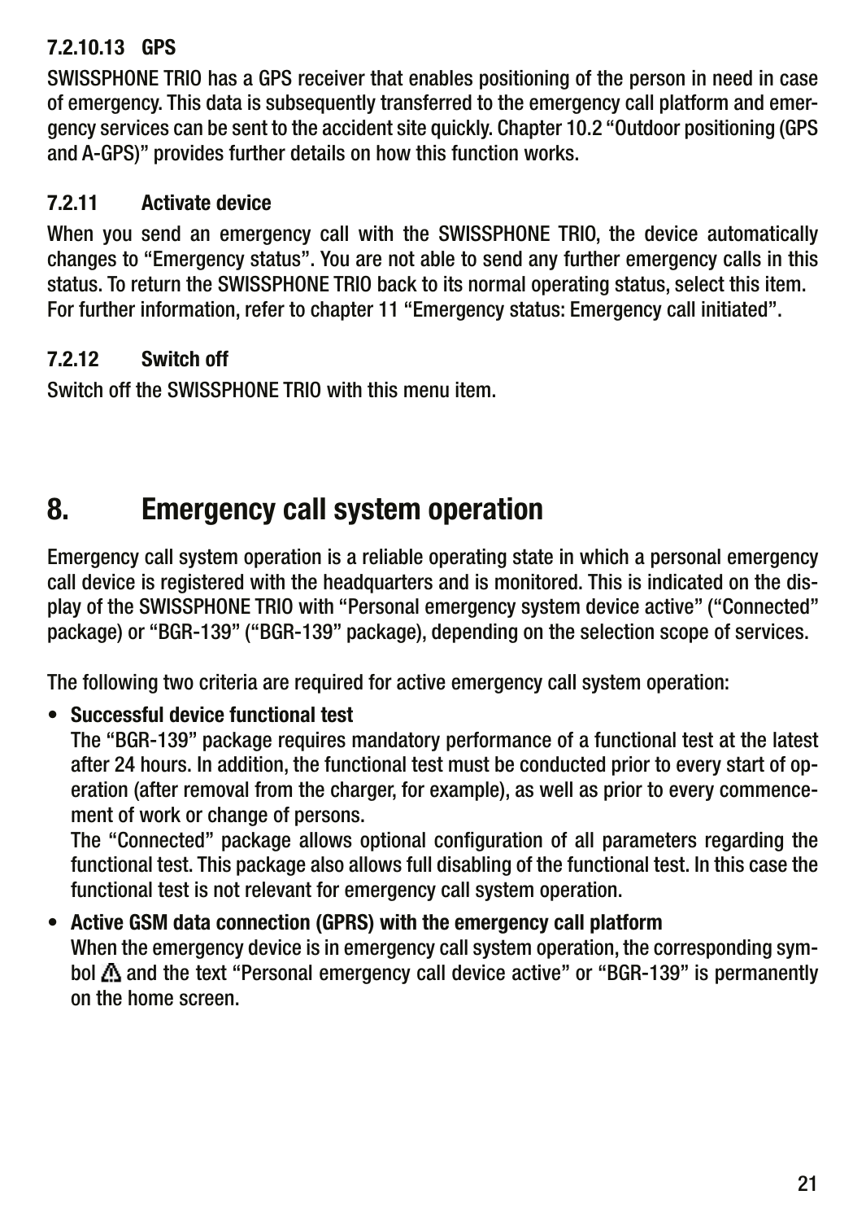#### 7.2.10.13 GPS

SWISSPHONE TRIO has a GPS receiver that enables positioning of the person in need in case of emergency. This data is subsequently transferred to the emergency call platform and emergency services can be sent to the accident site quickly. Chapter 10.2 "Outdoor positioning (GPS and A-GPS)" provides further details on how this function works.

### 7.2.11 Activate device

When you send an emergency call with the SWISSPHONE TRIO, the device automatically changes to "Emergency status". You are not able to send any further emergency calls in this status. To return the SWISSPHONE TRIO back to its normal operating status, select this item. For further information, refer to chapter 11 "Emergency status: Emergency call initiated".

### 7.2.12 Switch off

Switch off the SWISSPHONE TRIO with this menu item.

# 8. Emergency call system operation

Emergency call system operation is a reliable operating state in which a personal emergency call device is registered with the headquarters and is monitored. This is indicated on the display of the SWISSPHONE TRIO with "Personal emergency system device active" ("Connected" package) or "BGR-139" ("BGR-139" package), depending on the selection scope of services.

The following two criteria are required for active emergency call system operation:

- **Successful device functional test**
  The "BGR-139" package requires mandatory performance of a functional test at the latest after 24 hours. In addition, the functional test must be conducted prior to every start of operation (after removal from the charger, for example), as well as prior to every commencement of work or change of persons.
  The "Connected" package allows optional configuration of all parameters regarding the functional test. This package also allows full disabling of the functional test. In this case the functional test is not relevant for emergency call system operation.
- **Active GSM data connection (GPRS) with the emergency call platform**
  When the emergency device is in emergency call system operation, the corresponding symbol ⚠ and the text "Personal emergency call device active" or "BGR-139" is permanently on the home screen.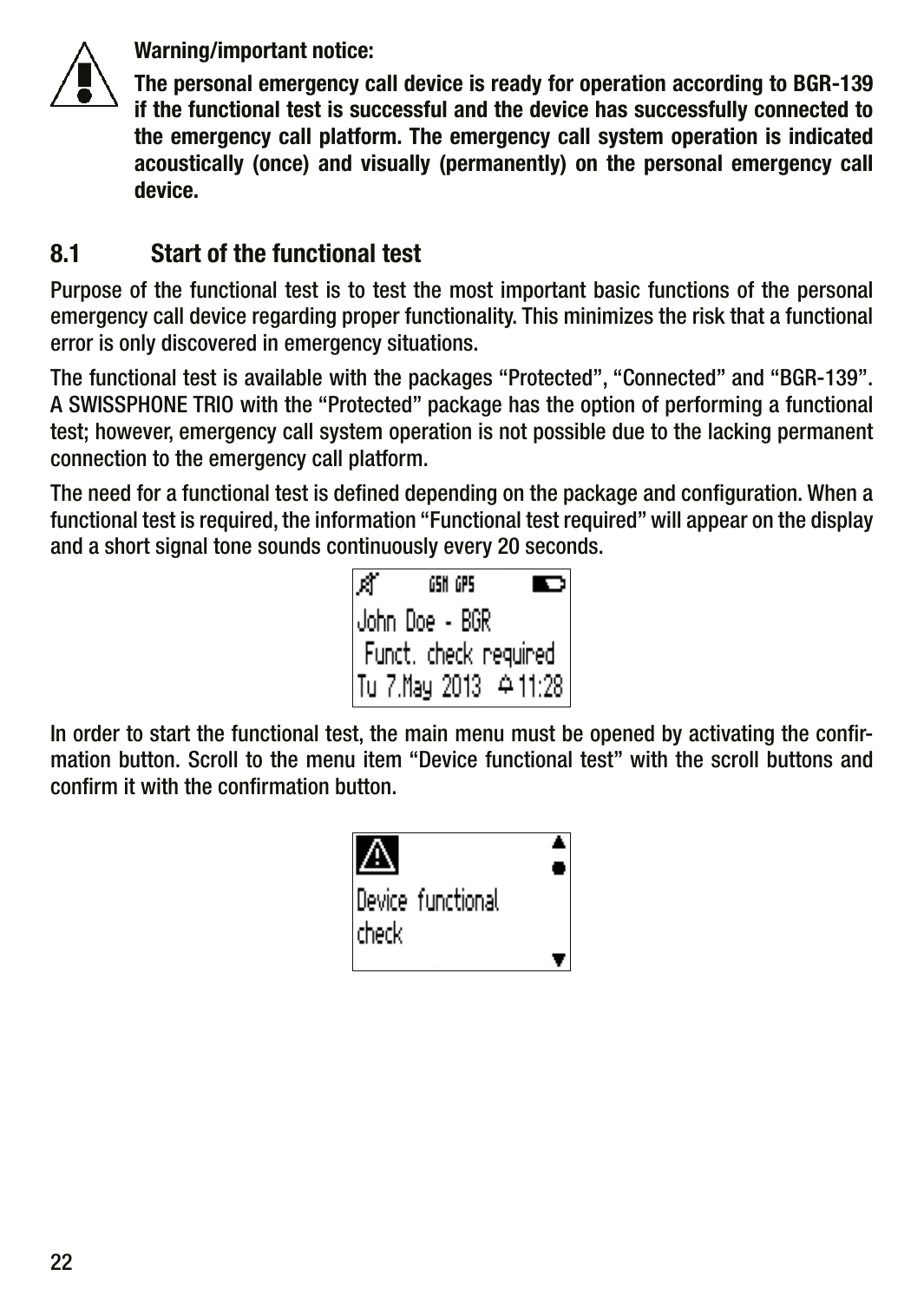**Warning/important notice:**

**The personal emergency call device is ready for operation according to BGR-139 if the functional test is successful and the device has successfully connected to the emergency call platform. The emergency call system operation is indicated acoustically (once) and visually (permanently) on the personal emergency call device.**

## 8.1 Start of the functional test

Purpose of the functional test is to test the most important basic functions of the personal emergency call device regarding proper functionality. This minimizes the risk that a functional error is only discovered in emergency situations.

The functional test is available with the packages "Protected", "Connected" and "BGR-139". A SWISSPHONE TRIO with the "Protected" package has the option of performing a functional test; however, emergency call system operation is not possible due to the lacking permanent connection to the emergency call platform.

The need for a functional test is defined depending on the package and configuration. When a functional test is required, the information "Functional test required" will appear on the display and a short signal tone sounds continuously every 20 seconds.

```
GSM GPS
John Doe - BGR
 Funct. check required
Tu 7.May 2013  11:28
```

In order to start the functional test, the main menu must be opened by activating the confirmation button. Scroll to the menu item "Device functional test" with the scroll buttons and confirm it with the confirmation button.

```
Device functional
check
```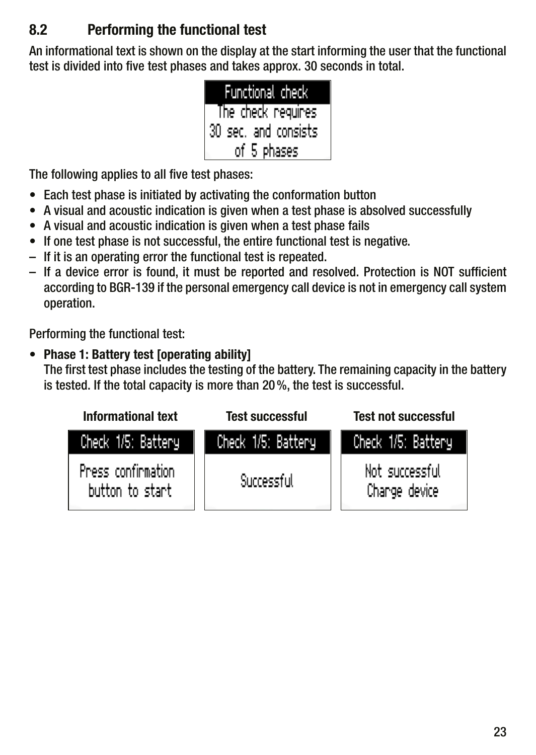## 8.2 Performing the functional test

An informational text is shown on the display at the start informing the user that the functional test is divided into five test phases and takes approx. 30 seconds in total.

| Functional check |
| --- |
| The check requires 30 sec. and consists of 5 phases |

The following applies to all five test phases:

- Each test phase is initiated by activating the conformation button
- A visual and acoustic indication is given when a test phase is absolved successfully
- A visual and acoustic indication is given when a test phase fails
- If one test phase is not successful, the entire functional test is negative.
- – If it is an operating error the functional test is repeated.
- – If a device error is found, it must be reported and resolved. Protection is NOT sufficient according to BGR-139 if the personal emergency call device is not in emergency call system operation.

Performing the functional test:

- **Phase 1: Battery test [operating ability]**
  The first test phase includes the testing of the battery. The remaining capacity in the battery is tested. If the total capacity is more than 20 %, the test is successful.

| Informational text | Test successful | Test not successful |
| --- | --- | --- |
| Check 1/5: Battery | Check 1/5: Battery | Check 1/5: Battery |
| Press confirmation button to start | Successful | Not successful Charge device |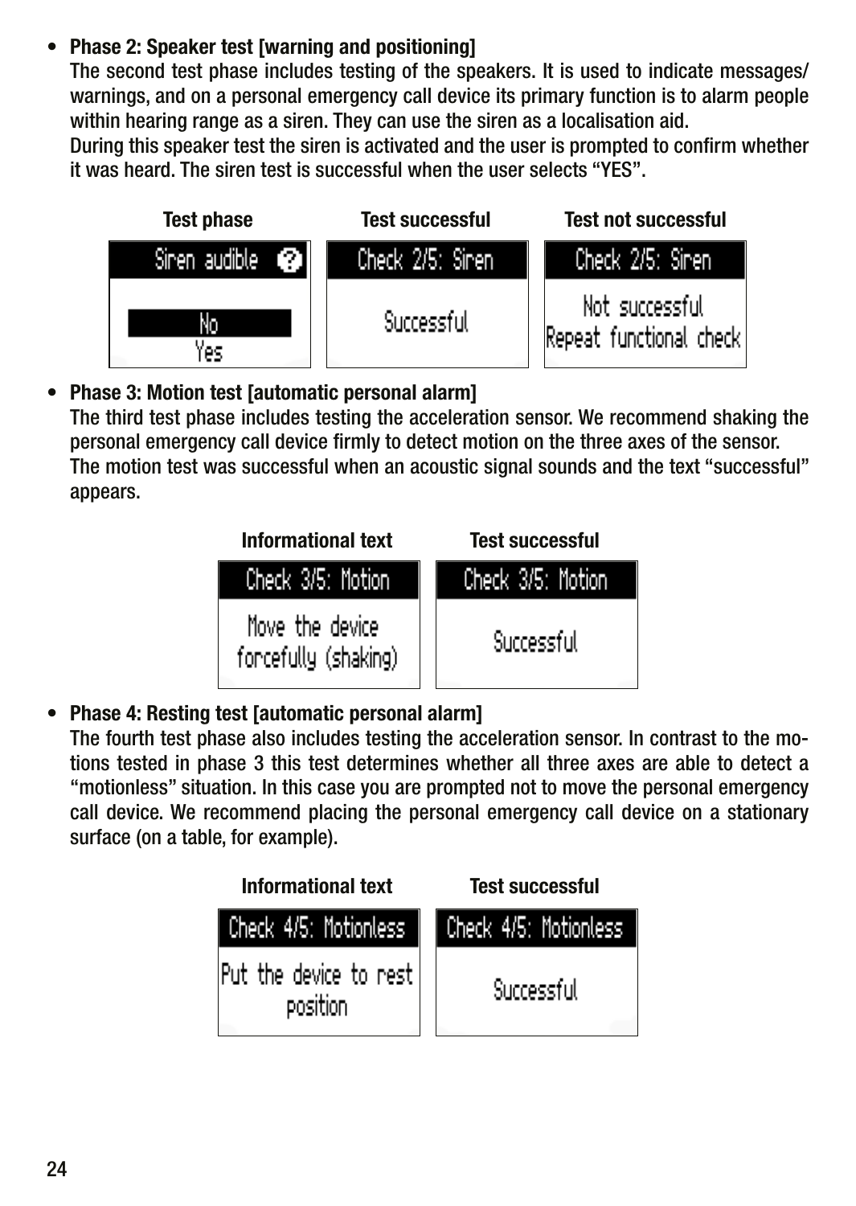- **Phase 2: Speaker test [warning and positioning]**
  The second test phase includes testing of the speakers. It is used to indicate messages/warnings, and on a personal emergency call device its primary function is to alarm people within hearing range as a siren. They can use the siren as a localisation aid.
  During this speaker test the siren is activated and the user is prompted to confirm whether it was heard. The siren test is successful when the user selects "YES".

| Test phase | Test successful | Test not successful |
|---|---|---|
| Siren audible ? | Check 2/5: Siren | Check 2/5: Siren |
| No / Yes | Successful | Not successful Repeat functional check |

- **Phase 3: Motion test [automatic personal alarm]**
  The third test phase includes testing the acceleration sensor. We recommend shaking the personal emergency call device firmly to detect motion on the three axes of the sensor.
  The motion test was successful when an acoustic signal sounds and the text "successful" appears.

| Informational text | Test successful |
|---|---|
| Check 3/5: Motion | Check 3/5: Motion |
| Move the device forcefully (shaking) | Successful |

- **Phase 4: Resting test [automatic personal alarm]**
  The fourth test phase also includes testing the acceleration sensor. In contrast to the motions tested in phase 3 this test determines whether all three axes are able to detect a "motionless" situation. In this case you are prompted not to move the personal emergency call device. We recommend placing the personal emergency call device on a stationary surface (on a table, for example).

| Informational text | Test successful |
|---|---|
| Check 4/5: Motionless | Check 4/5: Motionless |
| Put the device to rest position | Successful |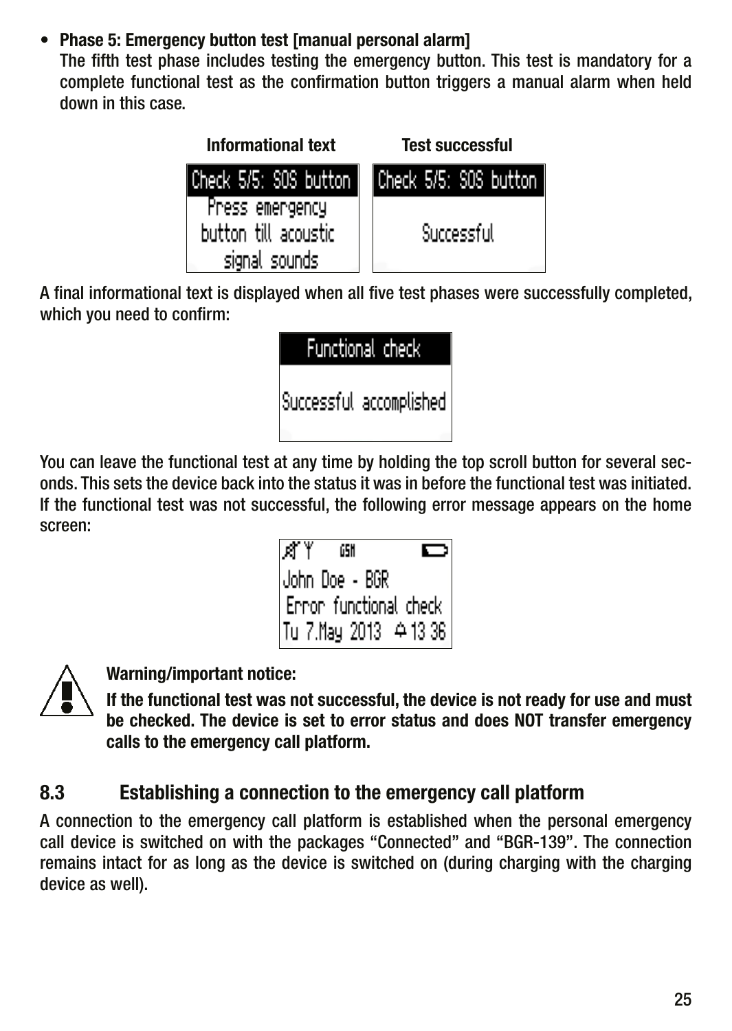- **Phase 5: Emergency button test [manual personal alarm]**
  The fifth test phase includes testing the emergency button. This test is mandatory for a complete functional test as the confirmation button triggers a manual alarm when held down in this case.

| Informational text | Test successful |
| --- | --- |
| Check 5/5: SOS button<br>Press emergency button till acoustic signal sounds | Check 5/5: SOS button<br>Successful |

A final informational text is displayed when all five test phases were successfully completed, which you need to confirm:

Functional check
Successful accomplished

You can leave the functional test at any time by holding the top scroll button for several seconds. This sets the device back into the status it was in before the functional test was initiated. If the functional test was not successful, the following error message appears on the home screen:

John Doe - BGR
Error functional check
Tu 7.May 2013 13 36

**Warning/important notice:**

**If the functional test was not successful, the device is not ready for use and must be checked. The device is set to error status and does NOT transfer emergency calls to the emergency call platform.**

## 8.3 Establishing a connection to the emergency call platform

A connection to the emergency call platform is established when the personal emergency call device is switched on with the packages "Connected" and "BGR-139". The connection remains intact for as long as the device is switched on (during charging with the charging device as well).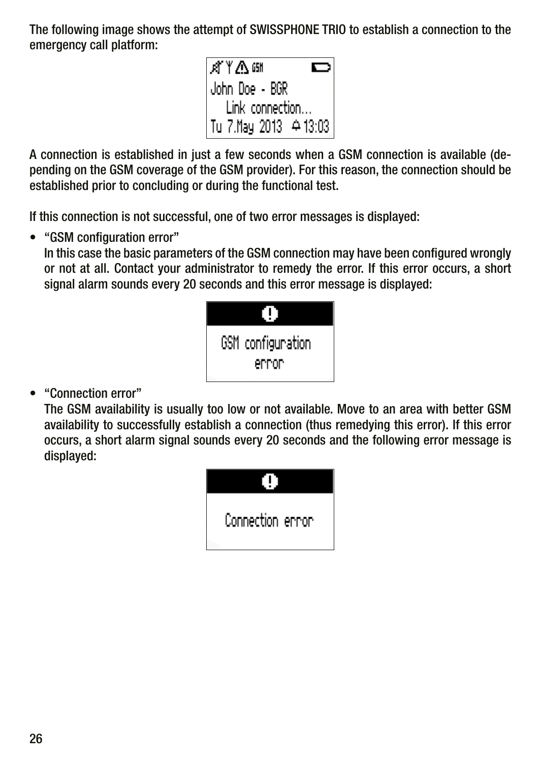The following image shows the attempt of SWISSPHONE TRIO to establish a connection to the emergency call platform:

A connection is established in just a few seconds when a GSM connection is available (depending on the GSM coverage of the GSM provider). For this reason, the connection should be established prior to concluding or during the functional test.

If this connection is not successful, one of two error messages is displayed:

- “GSM configuration error”
  In this case the basic parameters of the GSM connection may have been configured wrongly or not at all. Contact your administrator to remedy the error. If this error occurs, a short signal alarm sounds every 20 seconds and this error message is displayed:

- “Connection error”
  The GSM availability is usually too low or not available. Move to an area with better GSM availability to successfully establish a connection (thus remedying this error). If this error occurs, a short alarm signal sounds every 20 seconds and the following error message is displayed: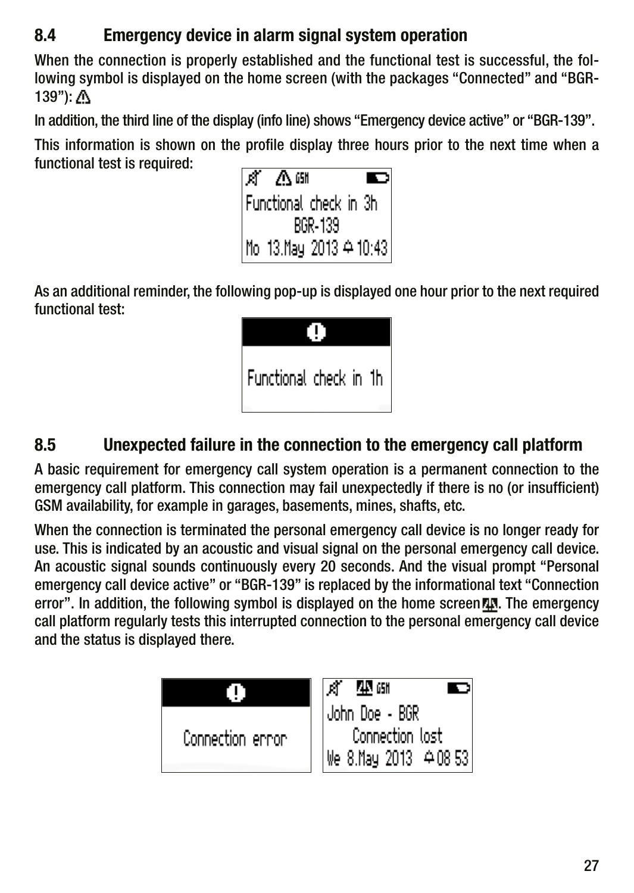## 8.4 Emergency device in alarm signal system operation

When the connection is properly established and the functional test is successful, the following symbol is displayed on the home screen (with the packages "Connected" and "BGR-139"): ⚠

In addition, the third line of the display (info line) shows "Emergency device active" or "BGR-139".

This information is shown on the profile display three hours prior to the next time when a functional test is required:

```
Functional check in 3h
BGR-139
Mo 13.May 2013 10:43
```

As an additional reminder, the following pop-up is displayed one hour prior to the next required functional test:

```
Functional check in 1h
```

## 8.5 Unexpected failure in the connection to the emergency call platform

A basic requirement for emergency call system operation is a permanent connection to the emergency call platform. This connection may fail unexpectedly if there is no (or insufficient) GSM availability, for example in garages, basements, mines, shafts, etc.

When the connection is terminated the personal emergency call device is no longer ready for use. This is indicated by an acoustic and visual signal on the personal emergency call device. An acoustic signal sounds continuously every 20 seconds. And the visual prompt "Personal emergency call device active" or "BGR-139" is replaced by the informational text "Connection error". In addition, the following symbol is displayed on the home screen. The emergency call platform regularly tests this interrupted connection to the personal emergency call device and the status is displayed there.

```
Connection error
```

```
John Doe - BGR
Connection lost
We 8.May 2013 08 53
```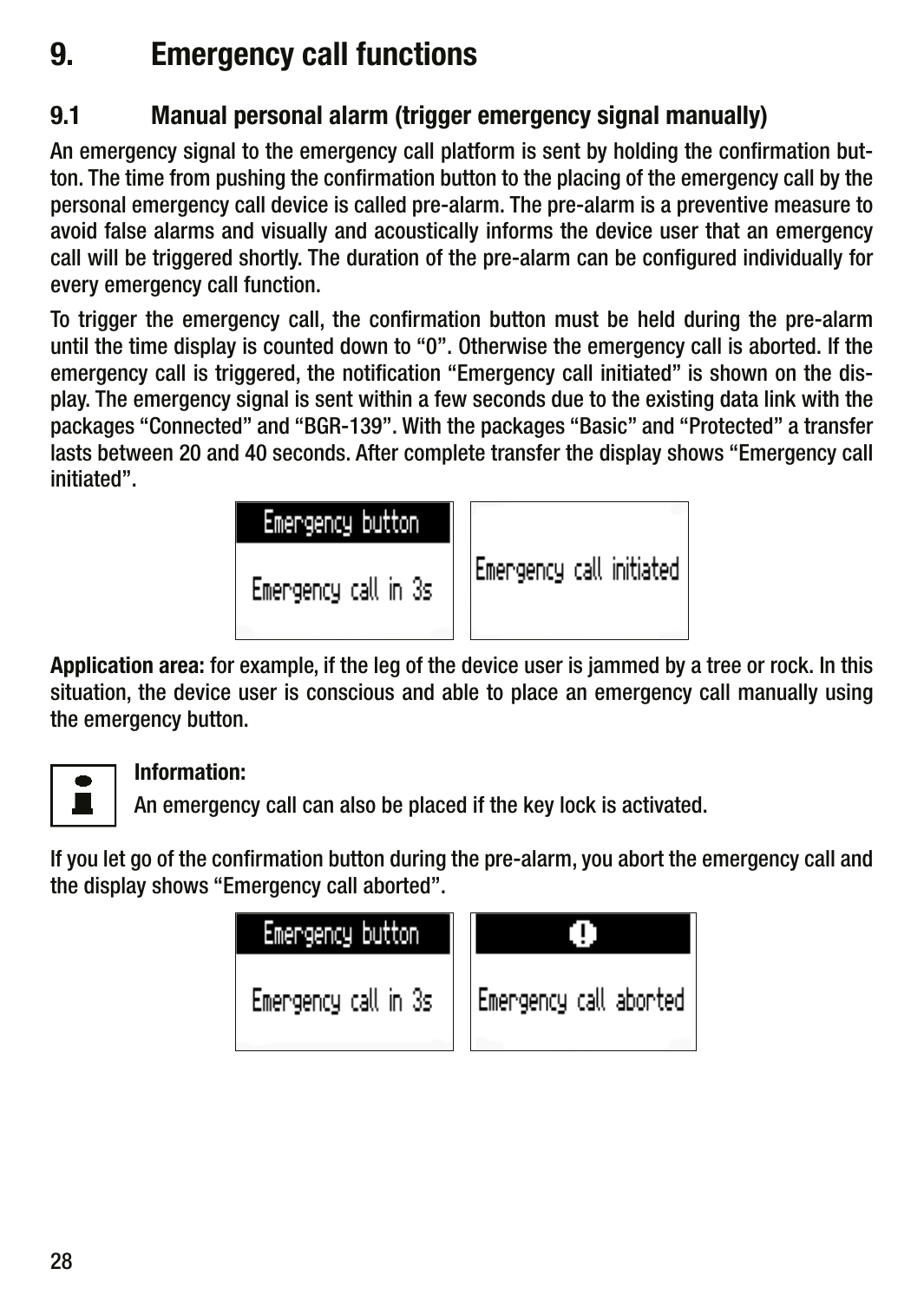# 9. Emergency call functions

## 9.1 Manual personal alarm (trigger emergency signal manually)

An emergency signal to the emergency call platform is sent by holding the confirmation button. The time from pushing the confirmation button to the placing of the emergency call by the personal emergency call device is called pre-alarm. The pre-alarm is a preventive measure to avoid false alarms and visually and acoustically informs the device user that an emergency call will be triggered shortly. The duration of the pre-alarm can be configured individually for every emergency call function.

To trigger the emergency call, the confirmation button must be held during the pre-alarm until the time display is counted down to "0". Otherwise the emergency call is aborted. If the emergency call is triggered, the notification "Emergency call initiated" is shown on the display. The emergency signal is sent within a few seconds due to the existing data link with the packages "Connected" and "BGR-139". With the packages "Basic" and "Protected" a transfer lasts between 20 and 40 seconds. After complete transfer the display shows "Emergency call initiated".

Emergency button
Emergency call in 3s

Emergency call initiated

**Application area:** for example, if the leg of the device user is jammed by a tree or rock. In this situation, the device user is conscious and able to place an emergency call manually using the emergency button.

**Information:**
An emergency call can also be placed if the key lock is activated.

If you let go of the confirmation button during the pre-alarm, you abort the emergency call and the display shows "Emergency call aborted".

Emergency button
Emergency call in 3s

Emergency call aborted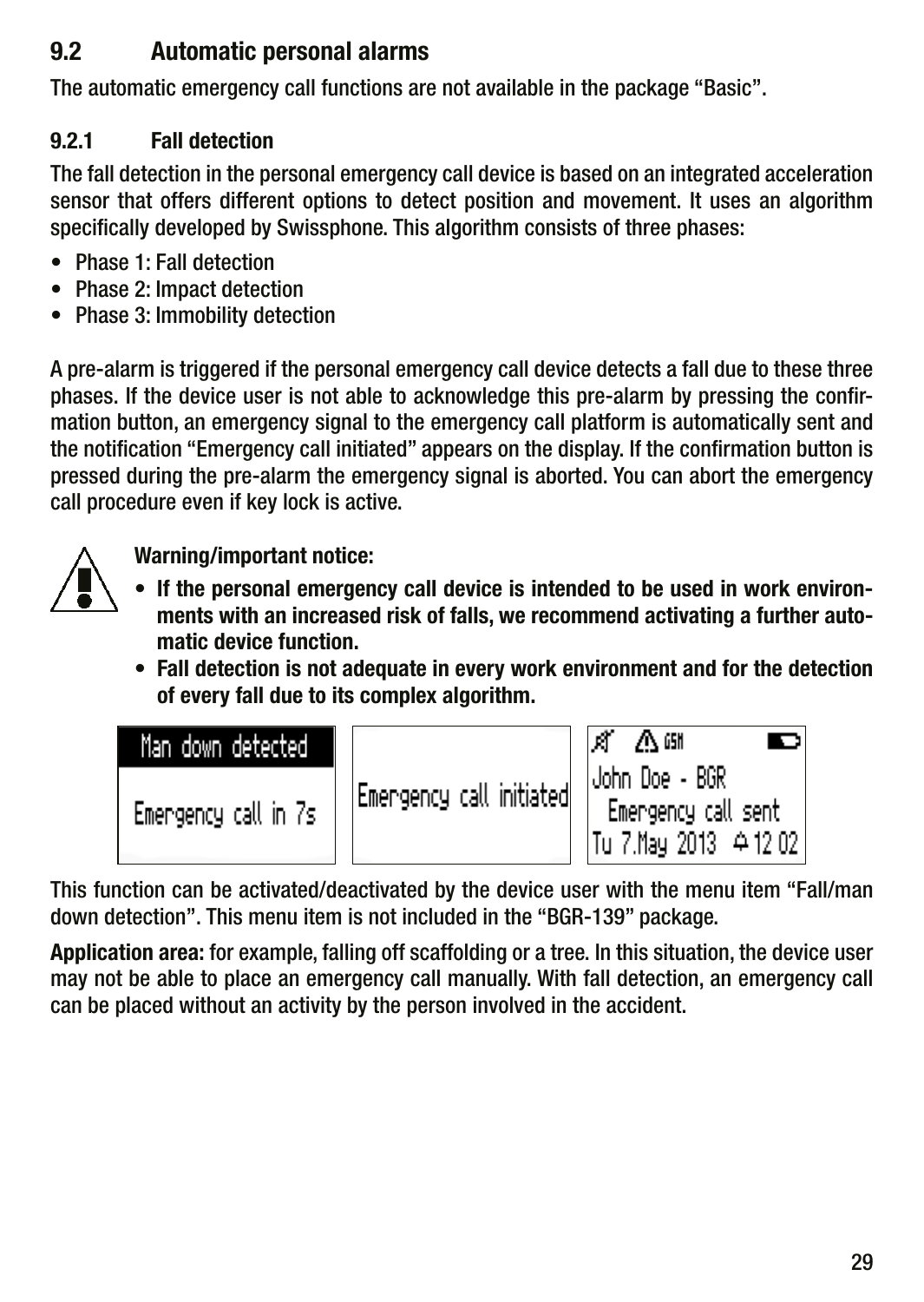## 9.2 Automatic personal alarms

The automatic emergency call functions are not available in the package "Basic".

### 9.2.1 Fall detection

The fall detection in the personal emergency call device is based on an integrated acceleration sensor that offers different options to detect position and movement. It uses an algorithm specifically developed by Swissphone. This algorithm consists of three phases:

- Phase 1: Fall detection
- Phase 2: Impact detection
- Phase 3: Immobility detection

A pre-alarm is triggered if the personal emergency call device detects a fall due to these three phases. If the device user is not able to acknowledge this pre-alarm by pressing the confirmation button, an emergency signal to the emergency call platform is automatically sent and the notification "Emergency call initiated" appears on the display. If the confirmation button is pressed during the pre-alarm the emergency signal is aborted. You can abort the emergency call procedure even if key lock is active.

**Warning/important notice:**

- **If the personal emergency call device is intended to be used in work environments with an increased risk of falls, we recommend activating a further automatic device function.**
- **Fall detection is not adequate in every work environment and for the detection of every fall due to its complex algorithm.**

Man down detected
Emergency call in 7s

Emergency call initiated

John Doe - BGR
Emergency call sent
Tu 7.May 2013 12 02

This function can be activated/deactivated by the device user with the menu item "Fall/man down detection". This menu item is not included in the "BGR-139" package.

**Application area:** for example, falling off scaffolding or a tree. In this situation, the device user may not be able to place an emergency call manually. With fall detection, an emergency call can be placed without an activity by the person involved in the accident.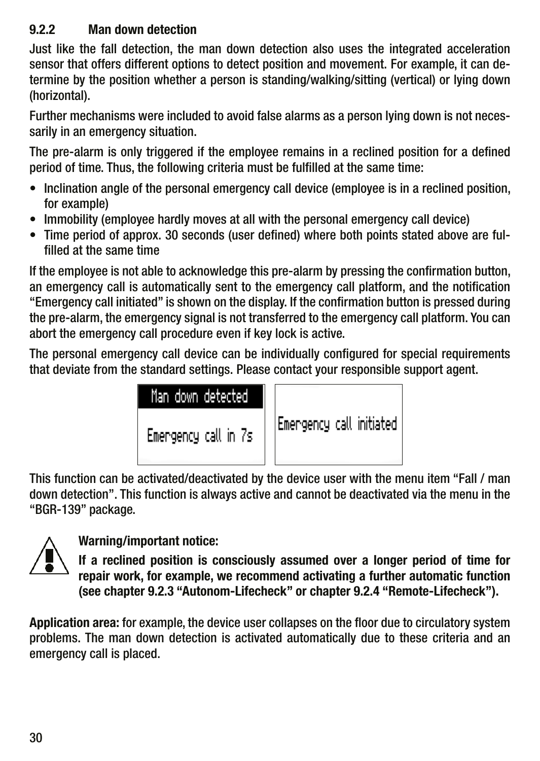### 9.2.2 Man down detection

Just like the fall detection, the man down detection also uses the integrated acceleration sensor that offers different options to detect position and movement. For example, it can determine by the position whether a person is standing/walking/sitting (vertical) or lying down (horizontal).

Further mechanisms were included to avoid false alarms as a person lying down is not necessarily in an emergency situation.

The pre-alarm is only triggered if the employee remains in a reclined position for a defined period of time. Thus, the following criteria must be fulfilled at the same time:

- Inclination angle of the personal emergency call device (employee is in a reclined position, for example)
- Immobility (employee hardly moves at all with the personal emergency call device)
- Time period of approx. 30 seconds (user defined) where both points stated above are fulfilled at the same time

If the employee is not able to acknowledge this pre-alarm by pressing the confirmation button, an emergency call is automatically sent to the emergency call platform, and the notification "Emergency call initiated" is shown on the display. If the confirmation button is pressed during the pre-alarm, the emergency signal is not transferred to the emergency call platform. You can abort the emergency call procedure even if key lock is active.

The personal emergency call device can be individually configured for special requirements that deviate from the standard settings. Please contact your responsible support agent.

Man down detected

Emergency call in 7s

Emergency call initiated

This function can be activated/deactivated by the device user with the menu item "Fall / man down detection". This function is always active and cannot be deactivated via the menu in the "BGR-139" package.

**Warning/important notice:**

**If a reclined position is consciously assumed over a longer period of time for repair work, for example, we recommend activating a further automatic function (see chapter 9.2.3 "Autonom-Lifecheck" or chapter 9.2.4 "Remote-Lifecheck").**

**Application area:** for example, the device user collapses on the floor due to circulatory system problems. The man down detection is activated automatically due to these criteria and an emergency call is placed.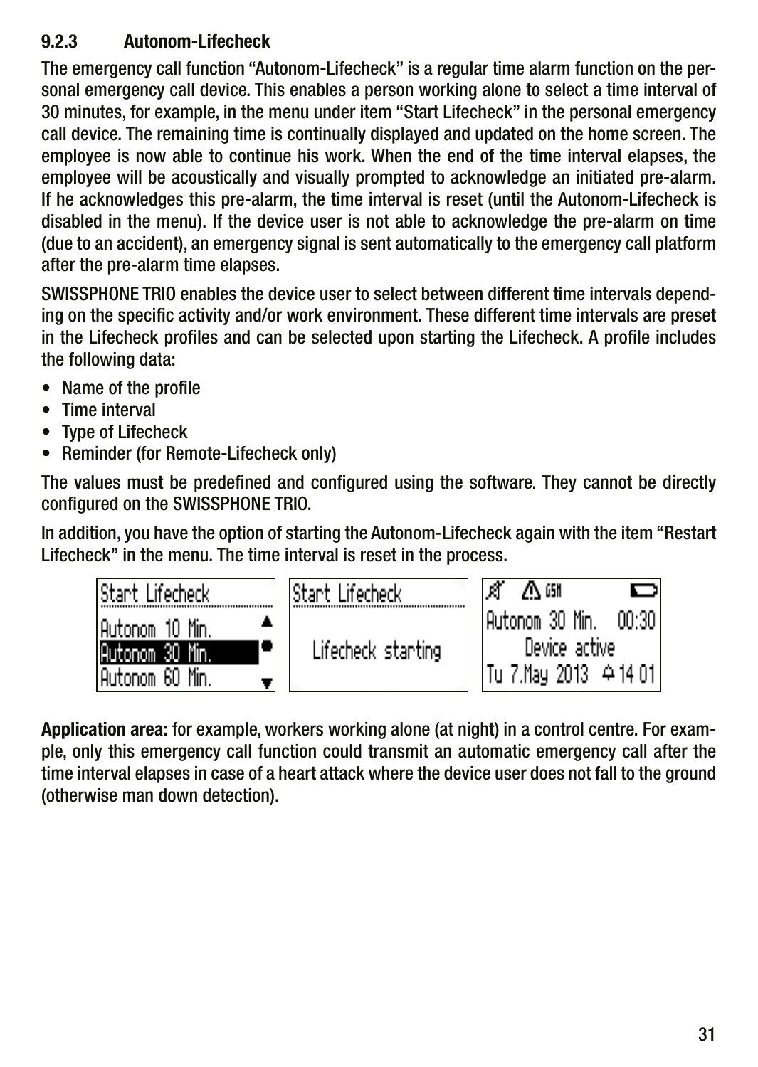### 9.2.3 Autonom-Lifecheck

The emergency call function “Autonom-Lifecheck” is a regular time alarm function on the personal emergency call device. This enables a person working alone to select a time interval of 30 minutes, for example, in the menu under item “Start Lifecheck” in the personal emergency call device. The remaining time is continually displayed and updated on the home screen. The employee is now able to continue his work. When the end of the time interval elapses, the employee will be acoustically and visually prompted to acknowledge an initiated pre-alarm. If he acknowledges this pre-alarm, the time interval is reset (until the Autonom-Lifecheck is disabled in the menu). If the device user is not able to acknowledge the pre-alarm on time (due to an accident), an emergency signal is sent automatically to the emergency call platform after the pre-alarm time elapses.

SWISSPHONE TRIO enables the device user to select between different time intervals depending on the specific activity and/or work environment. These different time intervals are preset in the Lifecheck profiles and can be selected upon starting the Lifecheck. A profile includes the following data:

- Name of the profile
- Time interval
- Type of Lifecheck
- Reminder (for Remote-Lifecheck only)

The values must be predefined and configured using the software. They cannot be directly configured on the SWISSPHONE TRIO.

In addition, you have the option of starting the Autonom-Lifecheck again with the item “Restart Lifecheck” in the menu. The time interval is reset in the process.

**Application area:** for example, workers working alone (at night) in a control centre. For example, only this emergency call function could transmit an automatic emergency call after the time interval elapses in case of a heart attack where the device user does not fall to the ground (otherwise man down detection).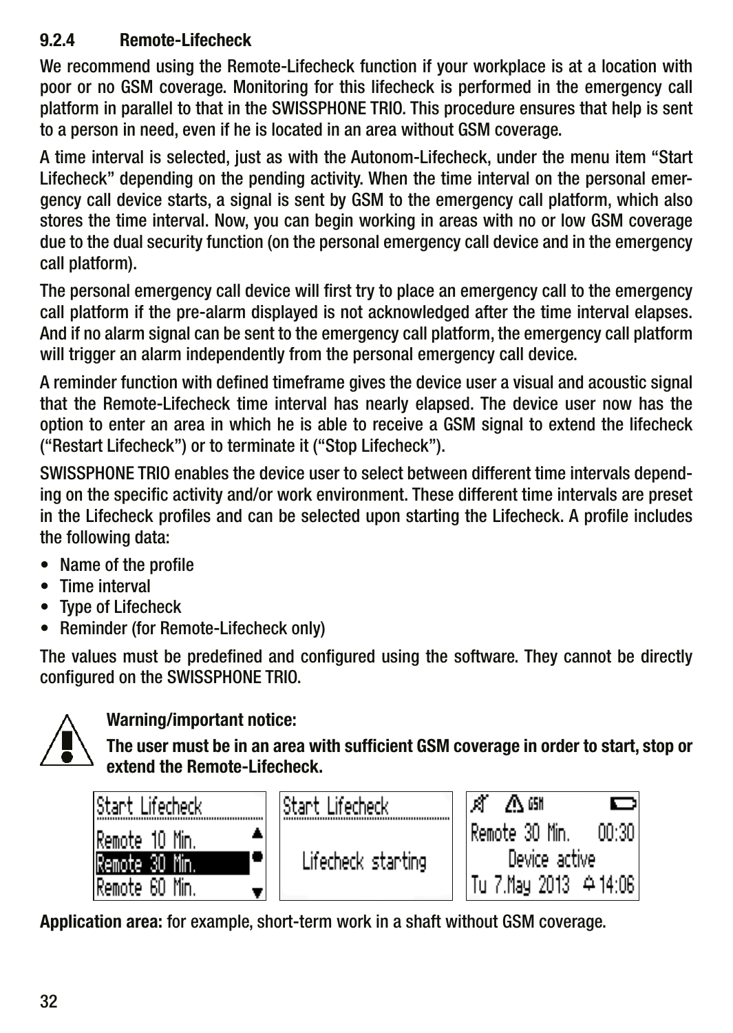### 9.2.4 Remote-Lifecheck

We recommend using the Remote-Lifecheck function if your workplace is at a location with poor or no GSM coverage. Monitoring for this lifecheck is performed in the emergency call platform in parallel to that in the SWISSPHONE TRIO. This procedure ensures that help is sent to a person in need, even if he is located in an area without GSM coverage.

A time interval is selected, just as with the Autonom-Lifecheck, under the menu item “Start Lifecheck” depending on the pending activity. When the time interval on the personal emergency call device starts, a signal is sent by GSM to the emergency call platform, which also stores the time interval. Now, you can begin working in areas with no or low GSM coverage due to the dual security function (on the personal emergency call device and in the emergency call platform).

The personal emergency call device will first try to place an emergency call to the emergency call platform if the pre-alarm displayed is not acknowledged after the time interval elapses. And if no alarm signal can be sent to the emergency call platform, the emergency call platform will trigger an alarm independently from the personal emergency call device.

A reminder function with defined timeframe gives the device user a visual and acoustic signal that the Remote-Lifecheck time interval has nearly elapsed. The device user now has the option to enter an area in which he is able to receive a GSM signal to extend the lifecheck (“Restart Lifecheck”) or to terminate it (“Stop Lifecheck”).

SWISSPHONE TRIO enables the device user to select between different time intervals depending on the specific activity and/or work environment. These different time intervals are preset in the Lifecheck profiles and can be selected upon starting the Lifecheck. A profile includes the following data:

- Name of the profile
- Time interval
- Type of Lifecheck
- Reminder (for Remote-Lifecheck only)

The values must be predefined and configured using the software. They cannot be directly configured on the SWISSPHONE TRIO.

**Warning/important notice:**

**The user must be in an area with sufficient GSM coverage in order to start, stop or extend the Remote-Lifecheck.**

```
Start Lifecheck
Remote 10 Min.
Remote 30 Min.
Remote 60 Min.
```

```
Start Lifecheck

Lifecheck starting
```

```
GSM
Remote 30 Min.     00:30
Device active
Tu 7.May 2013    14:06
```

**Application area:** for example, short-term work in a shaft without GSM coverage.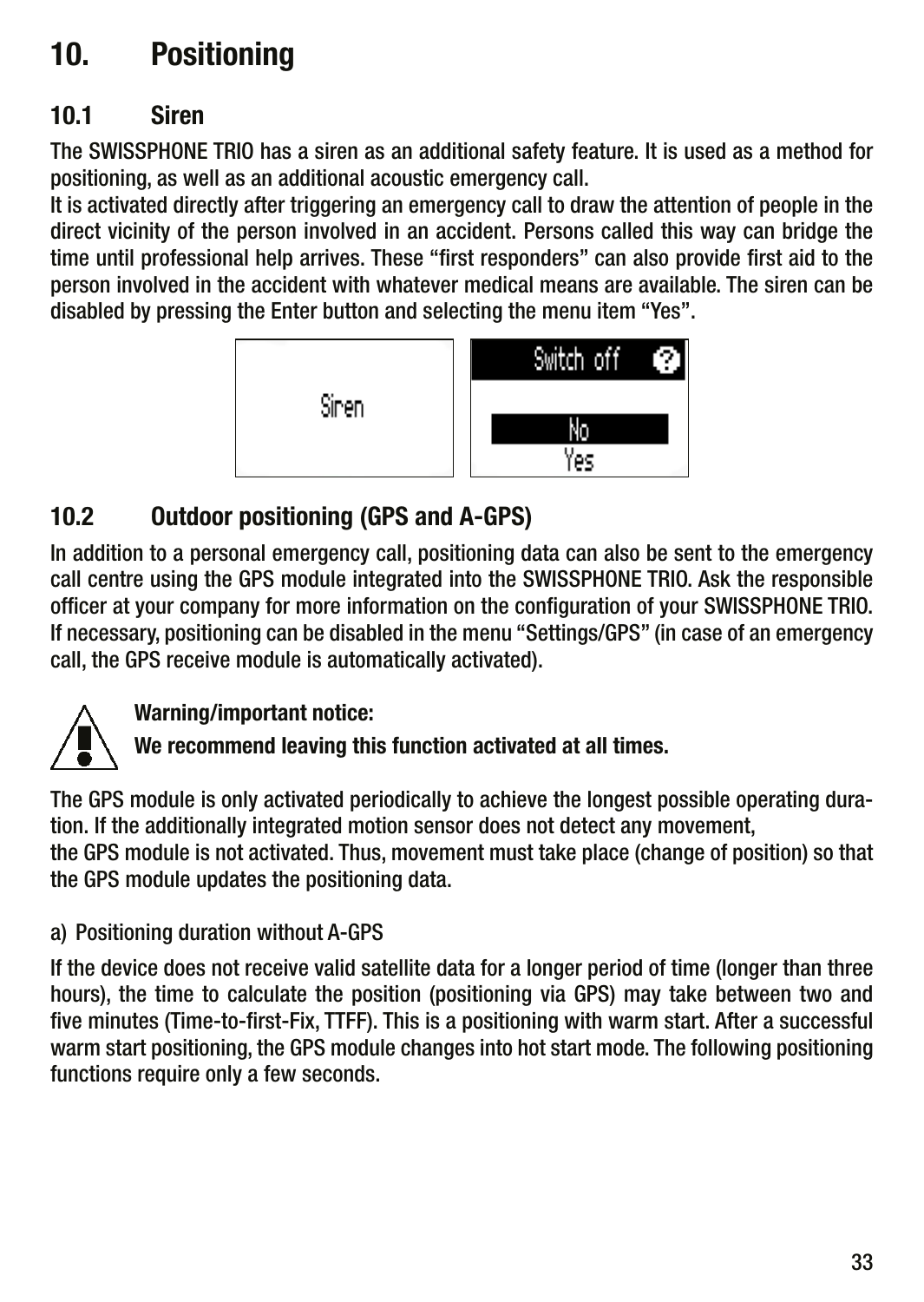# 10. Positioning

## 10.1 Siren

The SWISSPHONE TRIO has a siren as an additional safety feature. It is used as a method for positioning, as well as an additional acoustic emergency call.

It is activated directly after triggering an emergency call to draw the attention of people in the direct vicinity of the person involved in an accident. Persons called this way can bridge the time until professional help arrives. These "first responders" can also provide first aid to the person involved in the accident with whatever medical means are available. The siren can be disabled by pressing the Enter button and selecting the menu item "Yes".

## 10.2 Outdoor positioning (GPS and A-GPS)

In addition to a personal emergency call, positioning data can also be sent to the emergency call centre using the GPS module integrated into the SWISSPHONE TRIO. Ask the responsible officer at your company for more information on the configuration of your SWISSPHONE TRIO. If necessary, positioning can be disabled in the menu "Settings/GPS" (in case of an emergency call, the GPS receive module is automatically activated).

**Warning/important notice:**

**We recommend leaving this function activated at all times.**

The GPS module is only activated periodically to achieve the longest possible operating duration. If the additionally integrated motion sensor does not detect any movement, the GPS module is not activated. Thus, movement must take place (change of position) so that the GPS module updates the positioning data.

a) Positioning duration without A-GPS

If the device does not receive valid satellite data for a longer period of time (longer than three hours), the time to calculate the position (positioning via GPS) may take between two and five minutes (Time-to-first-Fix, TTFF). This is a positioning with warm start. After a successful warm start positioning, the GPS module changes into hot start mode. The following positioning functions require only a few seconds.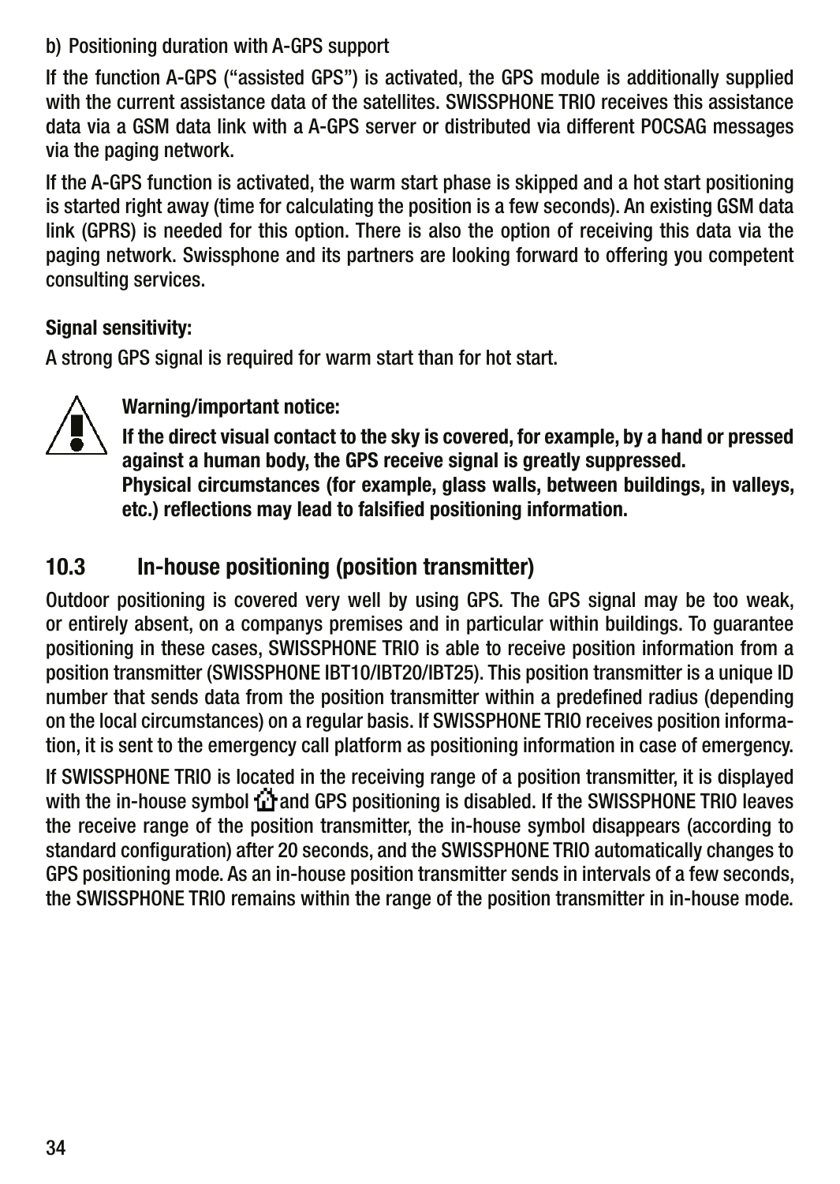b) Positioning duration with A-GPS support

If the function A-GPS (“assisted GPS”) is activated, the GPS module is additionally supplied with the current assistance data of the satellites. SWISSPHONE TRIO receives this assistance data via a GSM data link with a A-GPS server or distributed via different POCSAG messages via the paging network.

If the A-GPS function is activated, the warm start phase is skipped and a hot start positioning is started right away (time for calculating the position is a few seconds). An existing GSM data link (GPRS) is needed for this option. There is also the option of receiving this data via the paging network. Swissphone and its partners are looking forward to offering you competent consulting services.

**Signal sensitivity:**

A strong GPS signal is required for warm start than for hot start.

**Warning/important notice:**

**If the direct visual contact to the sky is covered, for example, by a hand or pressed against a human body, the GPS receive signal is greatly suppressed.**
**Physical circumstances (for example, glass walls, between buildings, in valleys, etc.) reflections may lead to falsified positioning information.**

## 10.3 In-house positioning (position transmitter)

Outdoor positioning is covered very well by using GPS. The GPS signal may be too weak, or entirely absent, on a companys premises and in particular within buildings. To guarantee positioning in these cases, SWISSPHONE TRIO is able to receive position information from a position transmitter (SWISSPHONE IBT10/IBT20/IBT25). This position transmitter is a unique ID number that sends data from the position transmitter within a predefined radius (depending on the local circumstances) on a regular basis. If SWISSPHONE TRIO receives position information, it is sent to the emergency call platform as positioning information in case of emergency.

If SWISSPHONE TRIO is located in the receiving range of a position transmitter, it is displayed with the in-house symbol and GPS positioning is disabled. If the SWISSPHONE TRIO leaves the receive range of the position transmitter, the in-house symbol disappears (according to standard configuration) after 20 seconds, and the SWISSPHONE TRIO automatically changes to GPS positioning mode. As an in-house position transmitter sends in intervals of a few seconds, the SWISSPHONE TRIO remains within the range of the position transmitter in in-house mode.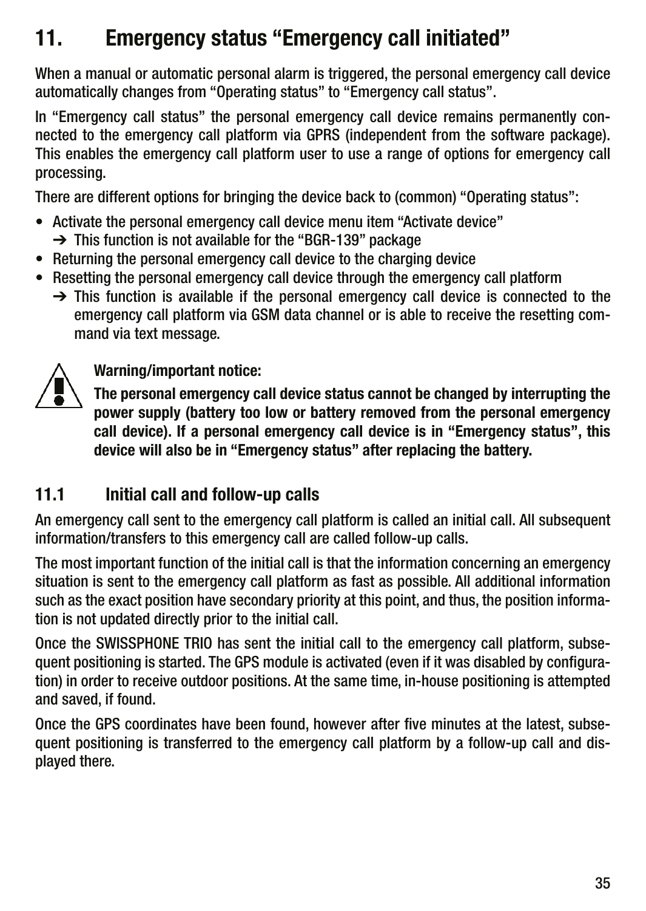# 11. Emergency status “Emergency call initiated”

When a manual or automatic personal alarm is triggered, the personal emergency call device automatically changes from “Operating status” to “Emergency call status”.

In “Emergency call status” the personal emergency call device remains permanently connected to the emergency call platform via GPRS (independent from the software package). This enables the emergency call platform user to use a range of options for emergency call processing.

There are different options for bringing the device back to (common) “Operating status”:

- Activate the personal emergency call device menu item “Activate device”
  ➔ This function is not available for the “BGR-139” package
- Returning the personal emergency call device to the charging device
- Resetting the personal emergency call device through the emergency call platform
  ➔ This function is available if the personal emergency call device is connected to the emergency call platform via GSM data channel or is able to receive the resetting command via text message.

**Warning/important notice:**

**The personal emergency call device status cannot be changed by interrupting the power supply (battery too low or battery removed from the personal emergency call device). If a personal emergency call device is in “Emergency status”, this device will also be in “Emergency status” after replacing the battery.**

## 11.1 Initial call and follow-up calls

An emergency call sent to the emergency call platform is called an initial call. All subsequent information/transfers to this emergency call are called follow-up calls.

The most important function of the initial call is that the information concerning an emergency situation is sent to the emergency call platform as fast as possible. All additional information such as the exact position have secondary priority at this point, and thus, the position information is not updated directly prior to the initial call.

Once the SWISSPHONE TRIO has sent the initial call to the emergency call platform, subsequent positioning is started. The GPS module is activated (even if it was disabled by configuration) in order to receive outdoor positions. At the same time, in-house positioning is attempted and saved, if found.

Once the GPS coordinates have been found, however after five minutes at the latest, subsequent positioning is transferred to the emergency call platform by a follow-up call and displayed there.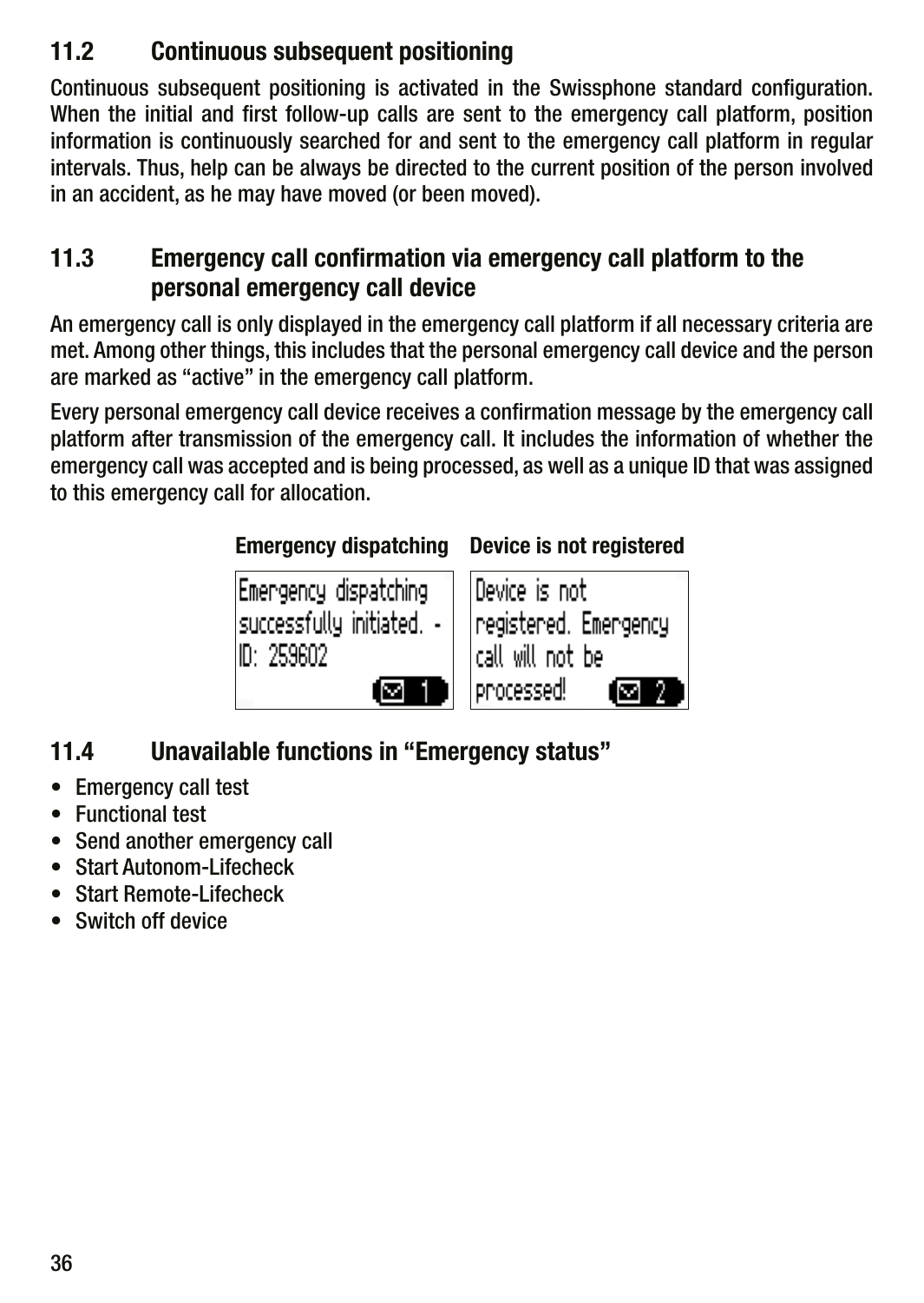## 11.2 Continuous subsequent positioning

Continuous subsequent positioning is activated in the Swissphone standard configuration. When the initial and first follow-up calls are sent to the emergency call platform, position information is continuously searched for and sent to the emergency call platform in regular intervals. Thus, help can be always be directed to the current position of the person involved in an accident, as he may have moved (or been moved).

## 11.3 Emergency call confirmation via emergency call platform to the personal emergency call device

An emergency call is only displayed in the emergency call platform if all necessary criteria are met. Among other things, this includes that the personal emergency call device and the person are marked as “active” in the emergency call platform.

Every personal emergency call device receives a confirmation message by the emergency call platform after transmission of the emergency call. It includes the information of whether the emergency call was accepted and is being processed, as well as a unique ID that was assigned to this emergency call for allocation.

| Emergency dispatching | Device is not registered |
| --- | --- |
| Emergency dispatching successfully initiated. - ID: 259602 | Device is not registered. Emergency call will not be processed! |

## 11.4 Unavailable functions in “Emergency status”

- Emergency call test
- Functional test
- Send another emergency call
- Start Autonom-Lifecheck
- Start Remote-Lifecheck
- Switch off device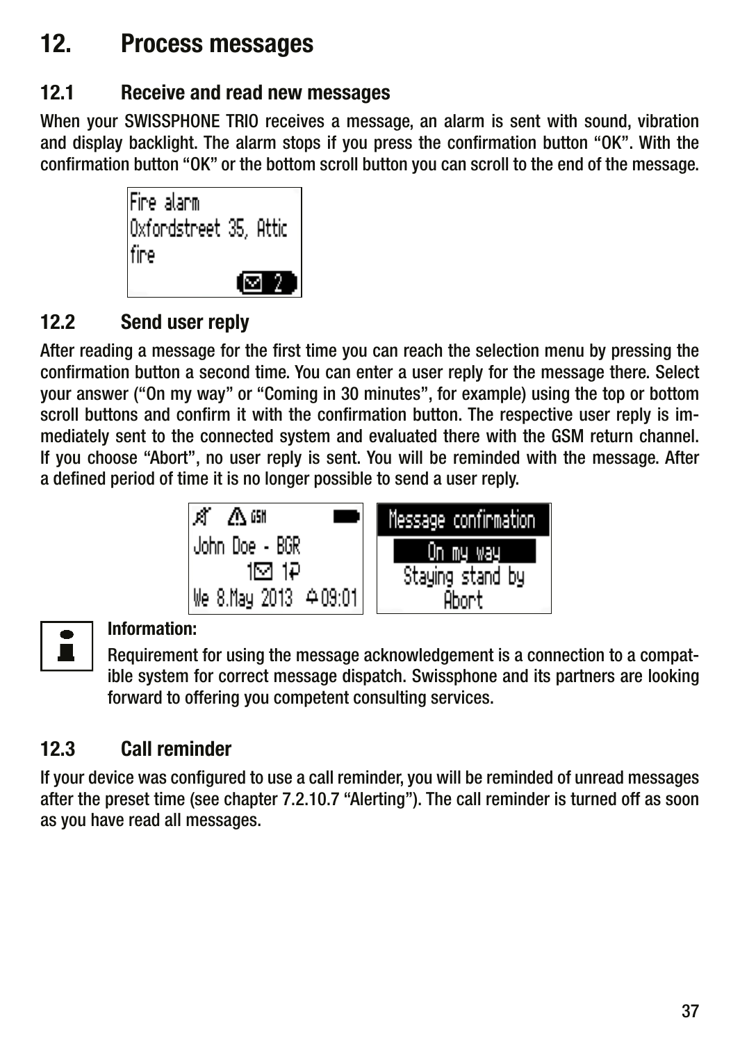# 12. Process messages

## 12.1 Receive and read new messages

When your SWISSPHONE TRIO receives a message, an alarm is sent with sound, vibration and display backlight. The alarm stops if you press the confirmation button "OK". With the confirmation button "OK" or the bottom scroll button you can scroll to the end of the message.

## 12.2 Send user reply

After reading a message for the first time you can reach the selection menu by pressing the confirmation button a second time. You can enter a user reply for the message there. Select your answer ("On my way" or "Coming in 30 minutes", for example) using the top or bottom scroll buttons and confirm it with the confirmation button. The respective user reply is immediately sent to the connected system and evaluated there with the GSM return channel. If you choose "Abort", no user reply is sent. You will be reminded with the message. After a defined period of time it is no longer possible to send a user reply.

**Information:**

Requirement for using the message acknowledgement is a connection to a compatible system for correct message dispatch. Swissphone and its partners are looking forward to offering you competent consulting services.

## 12.3 Call reminder

If your device was configured to use a call reminder, you will be reminded of unread messages after the preset time (see chapter 7.2.10.7 "Alerting"). The call reminder is turned off as soon as you have read all messages.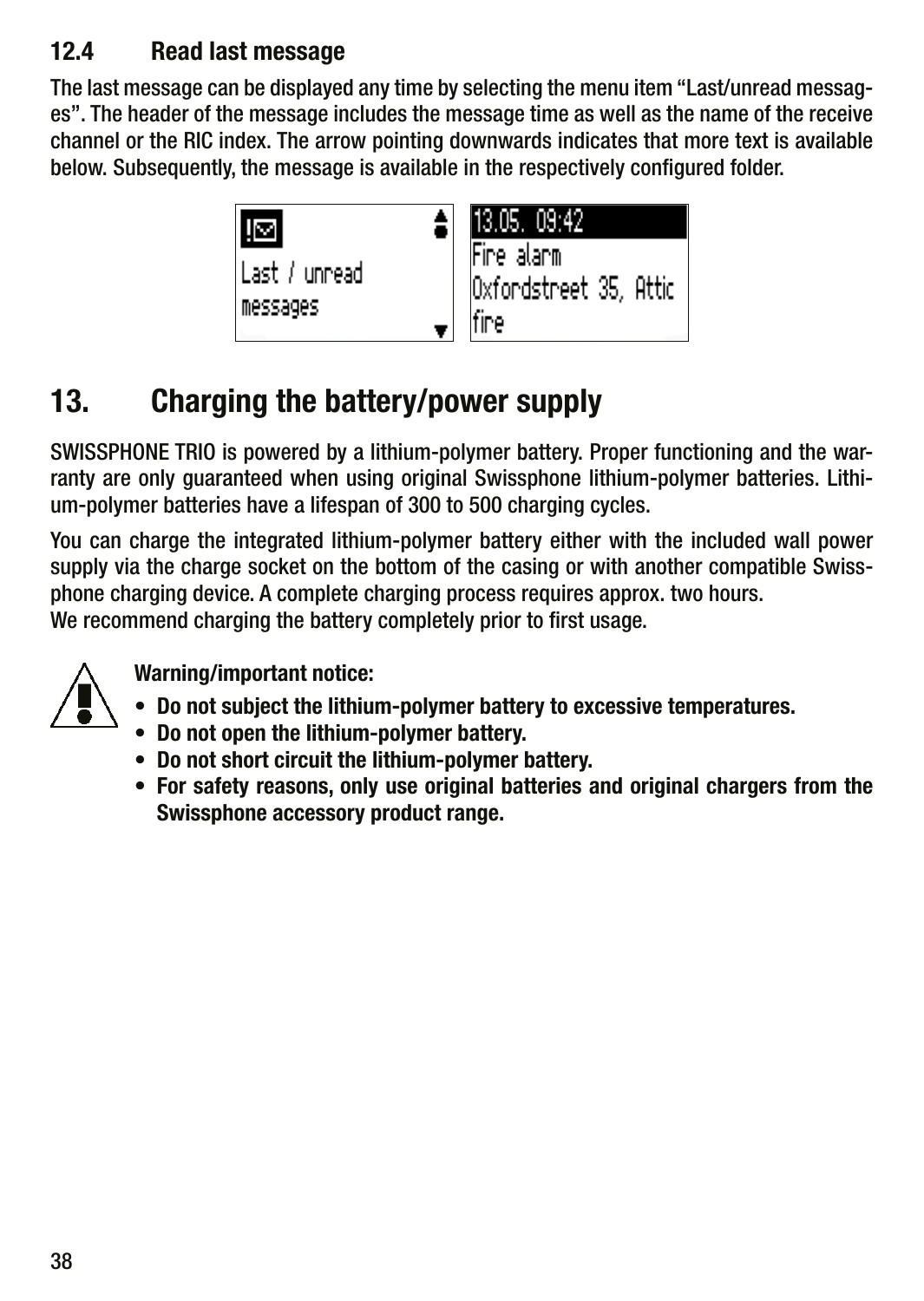### 12.4 Read last message

The last message can be displayed any time by selecting the menu item “Last/unread messages”. The header of the message includes the message time as well as the name of the receive channel or the RIC index. The arrow pointing downwards indicates that more text is available below. Subsequently, the message is available in the respectively configured folder.

## 13. Charging the battery/power supply

SWISSPHONE TRIO is powered by a lithium-polymer battery. Proper functioning and the warranty are only guaranteed when using original Swissphone lithium-polymer batteries. Lithium-polymer batteries have a lifespan of 300 to 500 charging cycles.

You can charge the integrated lithium-polymer battery either with the included wall power supply via the charge socket on the bottom of the casing or with another compatible Swissphone charging device. A complete charging process requires approx. two hours.
We recommend charging the battery completely prior to first usage.

**Warning/important notice:**

- **Do not subject the lithium-polymer battery to excessive temperatures.**
- **Do not open the lithium-polymer battery.**
- **Do not short circuit the lithium-polymer battery.**
- **For safety reasons, only use original batteries and original chargers from the Swissphone accessory product range.**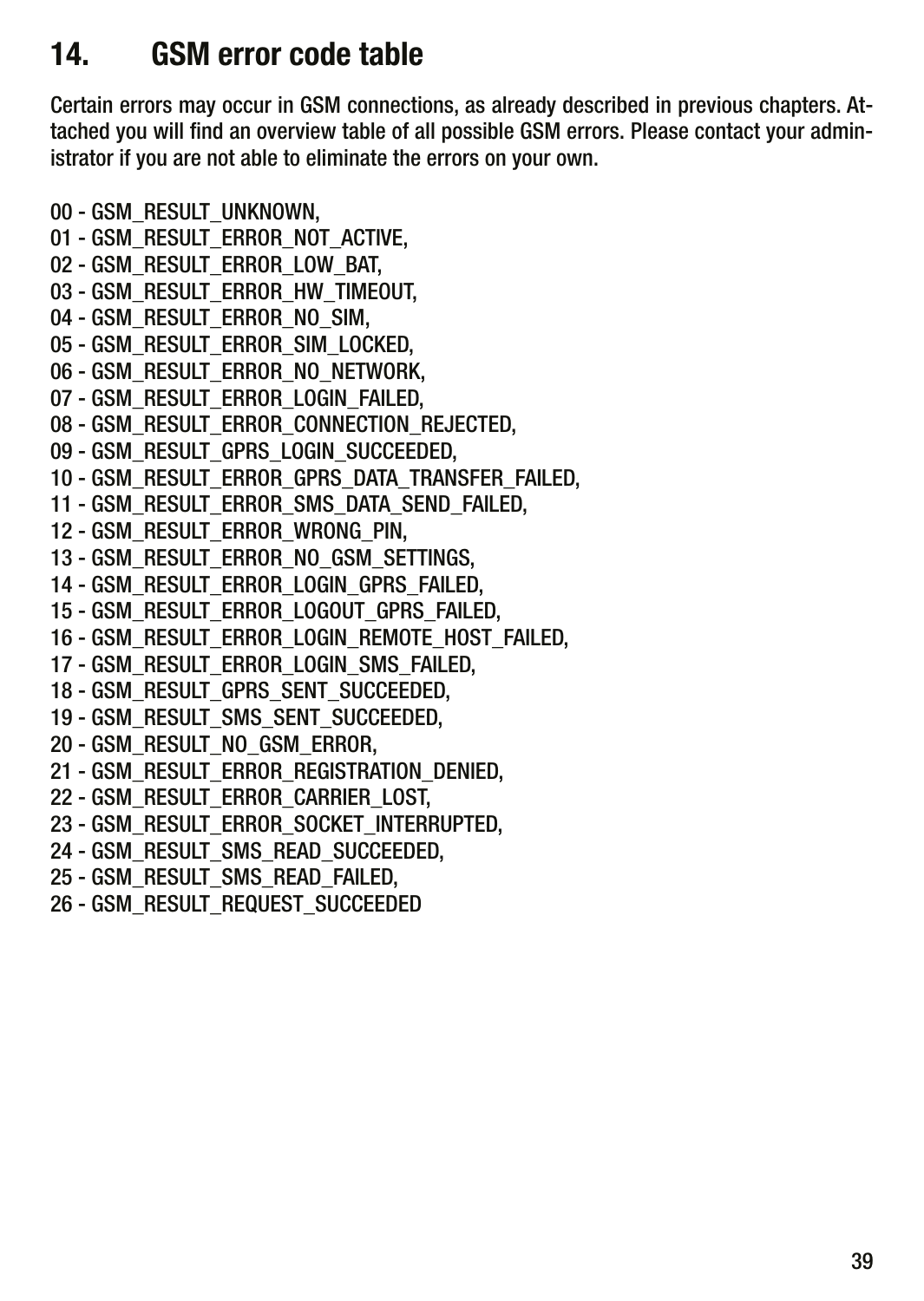# 14. GSM error code table

Certain errors may occur in GSM connections, as already described in previous chapters. Attached you will find an overview table of all possible GSM errors. Please contact your administrator if you are not able to eliminate the errors on your own.

00 - GSM_RESULT_UNKNOWN,
01 - GSM_RESULT_ERROR_NOT_ACTIVE,
02 - GSM_RESULT_ERROR_LOW_BAT,
03 - GSM_RESULT_ERROR_HW_TIMEOUT,
04 - GSM_RESULT_ERROR_NO_SIM,
05 - GSM_RESULT_ERROR_SIM_LOCKED,
06 - GSM_RESULT_ERROR_NO_NETWORK,
07 - GSM_RESULT_ERROR_LOGIN_FAILED,
08 - GSM_RESULT_ERROR_CONNECTION_REJECTED,
09 - GSM_RESULT_GPRS_LOGIN_SUCCEEDED,
10 - GSM_RESULT_ERROR_GPRS_DATA_TRANSFER_FAILED,
11 - GSM_RESULT_ERROR_SMS_DATA_SEND_FAILED,
12 - GSM_RESULT_ERROR_WRONG_PIN,
13 - GSM_RESULT_ERROR_NO_GSM_SETTINGS,
14 - GSM_RESULT_ERROR_LOGIN_GPRS_FAILED,
15 - GSM_RESULT_ERROR_LOGOUT_GPRS_FAILED,
16 - GSM_RESULT_ERROR_LOGIN_REMOTE_HOST_FAILED,
17 - GSM_RESULT_ERROR_LOGIN_SMS_FAILED,
18 - GSM_RESULT_GPRS_SENT_SUCCEEDED,
19 - GSM_RESULT_SMS_SENT_SUCCEEDED,
20 - GSM_RESULT_NO_GSM_ERROR,
21 - GSM_RESULT_ERROR_REGISTRATION_DENIED,
22 - GSM_RESULT_ERROR_CARRIER_LOST,
23 - GSM_RESULT_ERROR_SOCKET_INTERRUPTED,
24 - GSM_RESULT_SMS_READ_SUCCEEDED,
25 - GSM_RESULT_SMS_READ_FAILED,
26 - GSM_RESULT_REQUEST_SUCCEEDED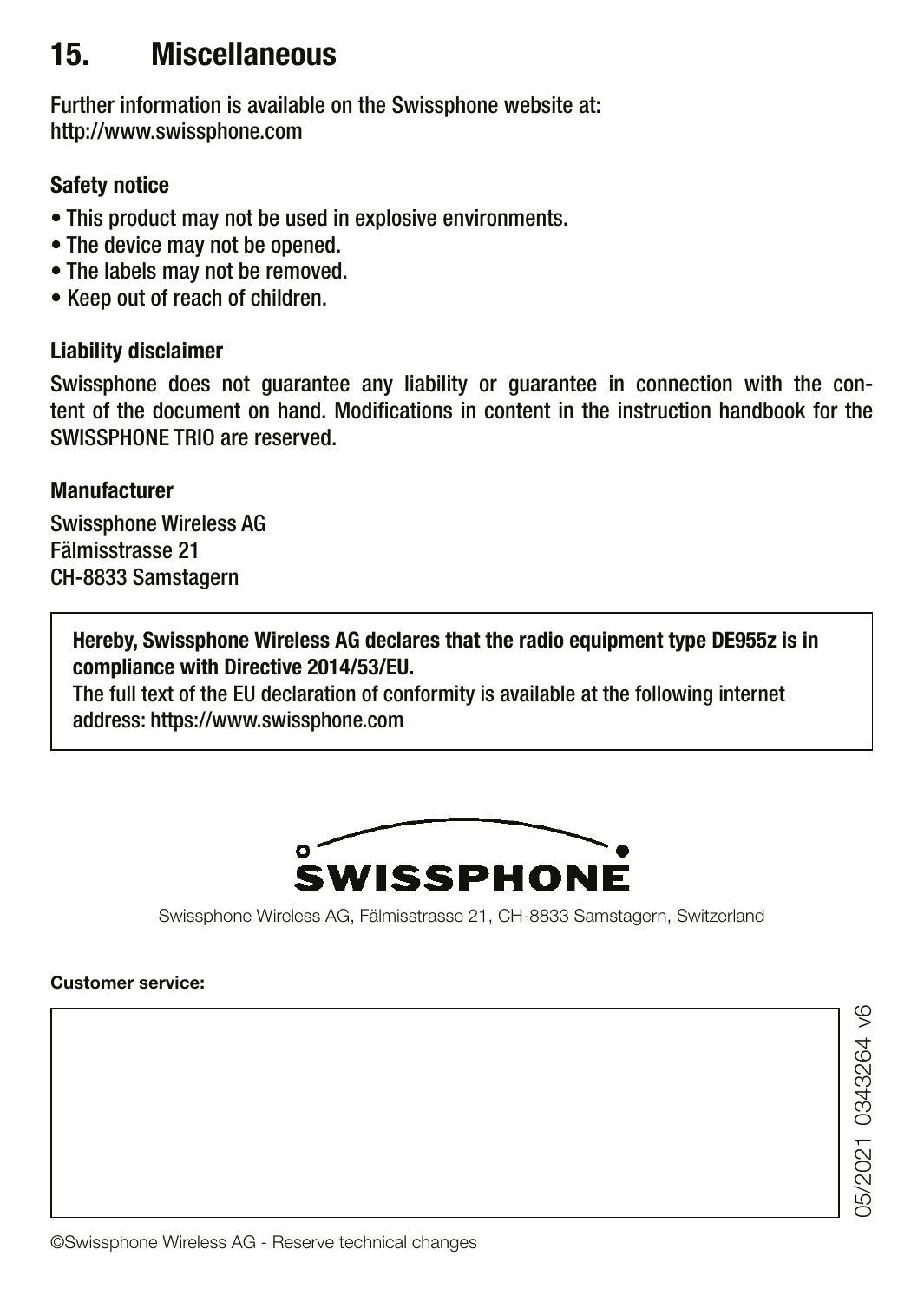# 15. Miscellaneous

Further information is available on the Swissphone website at:
http://www.swissphone.com

### Safety notice

- This product may not be used in explosive environments.
- The device may not be opened.
- The labels may not be removed.
- Keep out of reach of children.

### Liability disclaimer

Swissphone does not guarantee any liability or guarantee in connection with the content of the document on hand. Modifications in content in the instruction handbook for the SWISSPHONE TRIO are reserved.

### Manufacturer

Swissphone Wireless AG
Fälmisstrasse 21
CH-8833 Samstagern

**Hereby, Swissphone Wireless AG declares that the radio equipment type DE955z is in compliance with Directive 2014/53/EU.**
The full text of the EU declaration of conformity is available at the following internet address: https://www.swissphone.com

SWISSPHONE

Swissphone Wireless AG, Fälmisstrasse 21, CH-8833 Samstagern, Switzerland

**Customer service:**

05/2021 0343264 v6

©Swissphone Wireless AG - Reserve technical changes